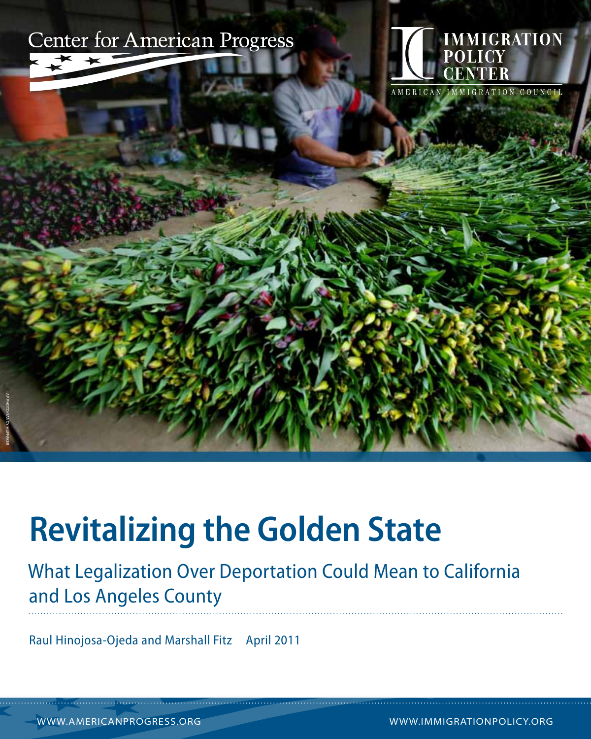Center for American Progress

IMMIGRATION POLICY CENTER

AMERICAN IMMIGRATION COUNCIL

AP PHOTO/SANDY HUFFAKER

# Revitalizing the Golden State

## What Legalization Over Deportation Could Mean to California and Los Angeles County

Raul Hinojosa-Ojeda and Marshall Fitz April 2011

WWW.AMERICANPROGRESS.ORG WWW.IMMIGRATIONPOLICY.ORG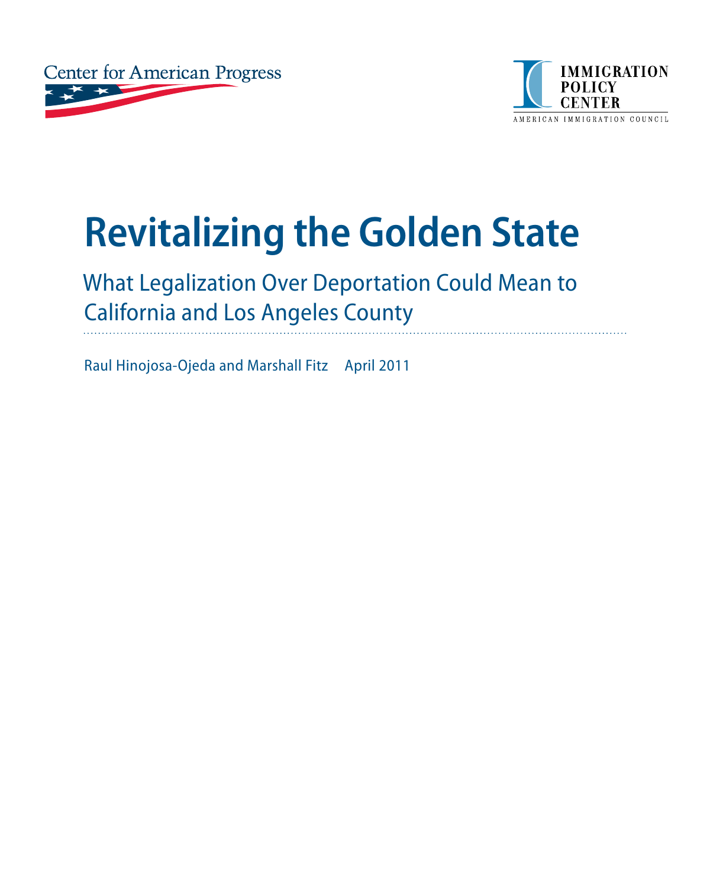Center for American Progress

IMMIGRATION POLICY CENTER

AMERICAN IMMIGRATION COUNCIL

# Revitalizing the Golden State

## What Legalization Over Deportation Could Mean to California and Los Angeles County

Raul Hinojosa-Ojeda and Marshall Fitz    April 2011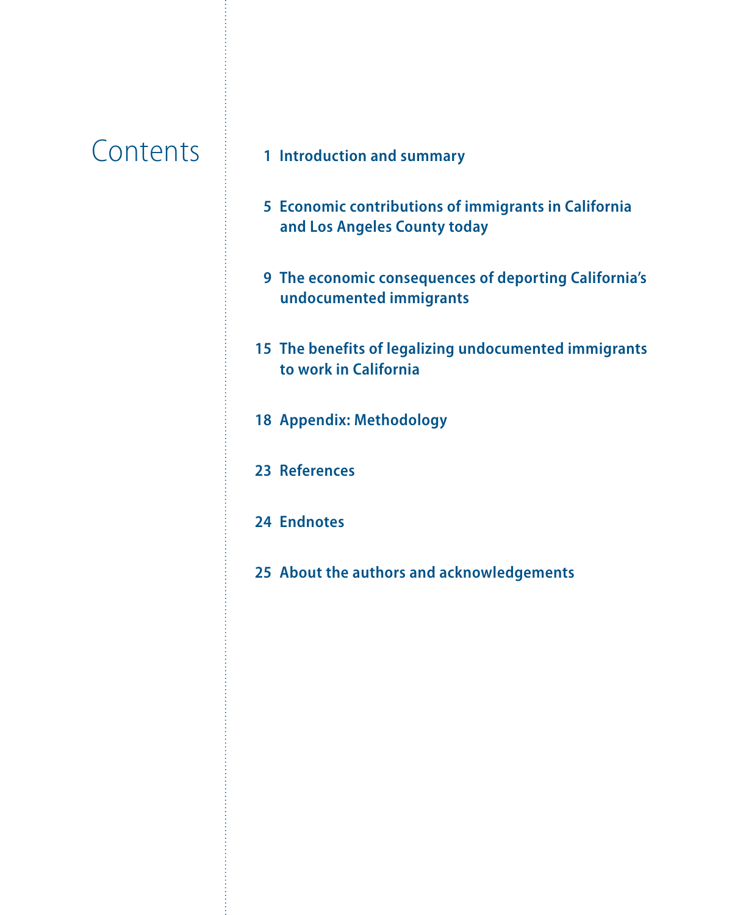# Contents

1 Introduction and summary

5 Economic contributions of immigrants in California and Los Angeles County today

9 The economic consequences of deporting California's undocumented immigrants

15 The benefits of legalizing undocumented immigrants to work in California

18 Appendix: Methodology

23 References

24 Endnotes

25 About the authors and acknowledgements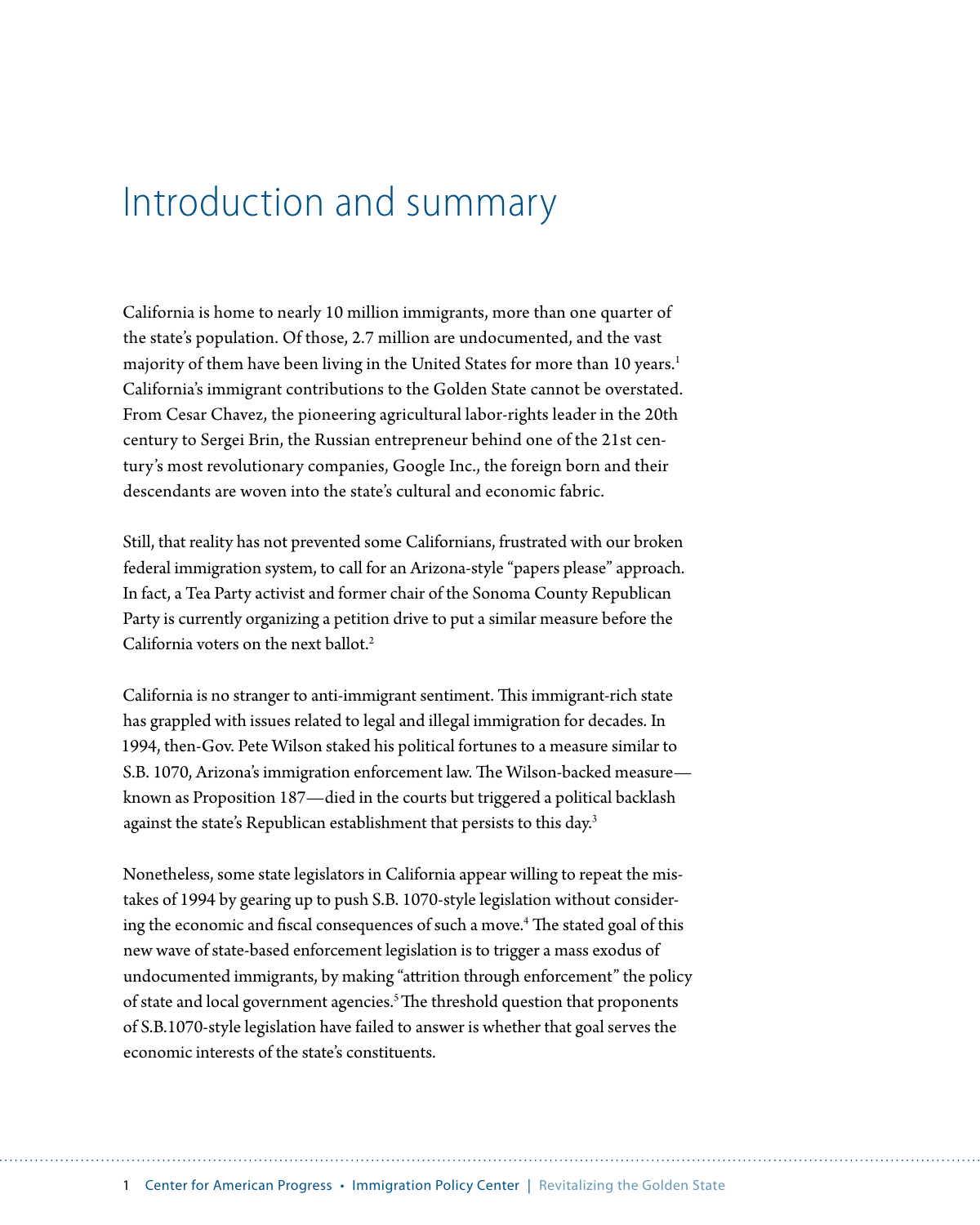# Introduction and summary

California is home to nearly 10 million immigrants, more than one quarter of the state's population. Of those, 2.7 million are undocumented, and the vast majority of them have been living in the United States for more than 10 years.[1] California's immigrant contributions to the Golden State cannot be overstated. From Cesar Chavez, the pioneering agricultural labor-rights leader in the 20th century to Sergei Brin, the Russian entrepreneur behind one of the 21st century's most revolutionary companies, Google Inc., the foreign born and their descendants are woven into the state's cultural and economic fabric.

Still, that reality has not prevented some Californians, frustrated with our broken federal immigration system, to call for an Arizona-style "papers please" approach. In fact, a Tea Party activist and former chair of the Sonoma County Republican Party is currently organizing a petition drive to put a similar measure before the California voters on the next ballot.[2]

California is no stranger to anti-immigrant sentiment. This immigrant-rich state has grappled with issues related to legal and illegal immigration for decades. In 1994, then-Gov. Pete Wilson staked his political fortunes to a measure similar to S.B. 1070, Arizona's immigration enforcement law. The Wilson-backed measure—known as Proposition 187—died in the courts but triggered a political backlash against the state's Republican establishment that persists to this day.[3]

Nonetheless, some state legislators in California appear willing to repeat the mistakes of 1994 by gearing up to push S.B. 1070-style legislation without considering the economic and fiscal consequences of such a move.[4] The stated goal of this new wave of state-based enforcement legislation is to trigger a mass exodus of undocumented immigrants, by making "attrition through enforcement" the policy of state and local government agencies.[5] The threshold question that proponents of S.B.1070-style legislation have failed to answer is whether that goal serves the economic interests of the state's constituents.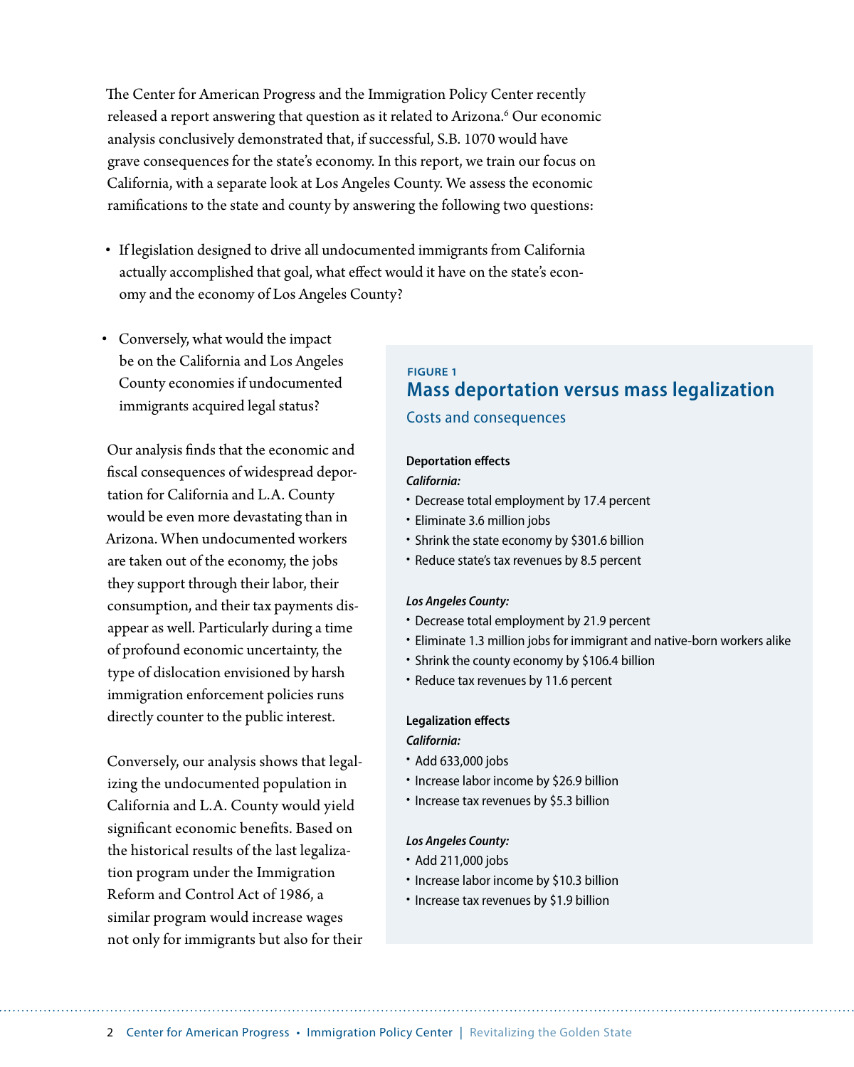The Center for American Progress and the Immigration Policy Center recently released a report answering that question as it related to Arizona.[6] Our economic analysis conclusively demonstrated that, if successful, S.B. 1070 would have grave consequences for the state's economy. In this report, we train our focus on California, with a separate look at Los Angeles County. We assess the economic ramifications to the state and county by answering the following two questions:

- If legislation designed to drive all undocumented immigrants from California actually accomplished that goal, what effect would it have on the state's economy and the economy of Los Angeles County?
- Conversely, what would the impact be on the California and Los Angeles County economies if undocumented immigrants acquired legal status?

Our analysis finds that the economic and fiscal consequences of widespread deportation for California and L.A. County would be even more devastating than in Arizona. When undocumented workers are taken out of the economy, the jobs they support through their labor, their consumption, and their tax payments disappear as well. Particularly during a time of profound economic uncertainty, the type of dislocation envisioned by harsh immigration enforcement policies runs directly counter to the public interest.

Conversely, our analysis shows that legalizing the undocumented population in California and L.A. County would yield significant economic benefits. Based on the historical results of the last legalization program under the Immigration Reform and Control Act of 1986, a similar program would increase wages not only for immigrants but also for their

**FIGURE 1**

## Mass deportation versus mass legalization

Costs and consequences

**Deportation effects**

***California:***

- Decrease total employment by 17.4 percent
- Eliminate 3.6 million jobs
- Shrink the state economy by $301.6 billion
- Reduce state's tax revenues by 8.5 percent

***Los Angeles County:***

- Decrease total employment by 21.9 percent
- Eliminate 1.3 million jobs for immigrant and native-born workers alike
- Shrink the county economy by $106.4 billion
- Reduce tax revenues by 11.6 percent

**Legalization effects**

***California:***

- Add 633,000 jobs
- Increase labor income by $26.9 billion
- Increase tax revenues by $5.3 billion

***Los Angeles County:***

- Add 211,000 jobs
- Increase labor income by $10.3 billion
- Increase tax revenues by $1.9 billion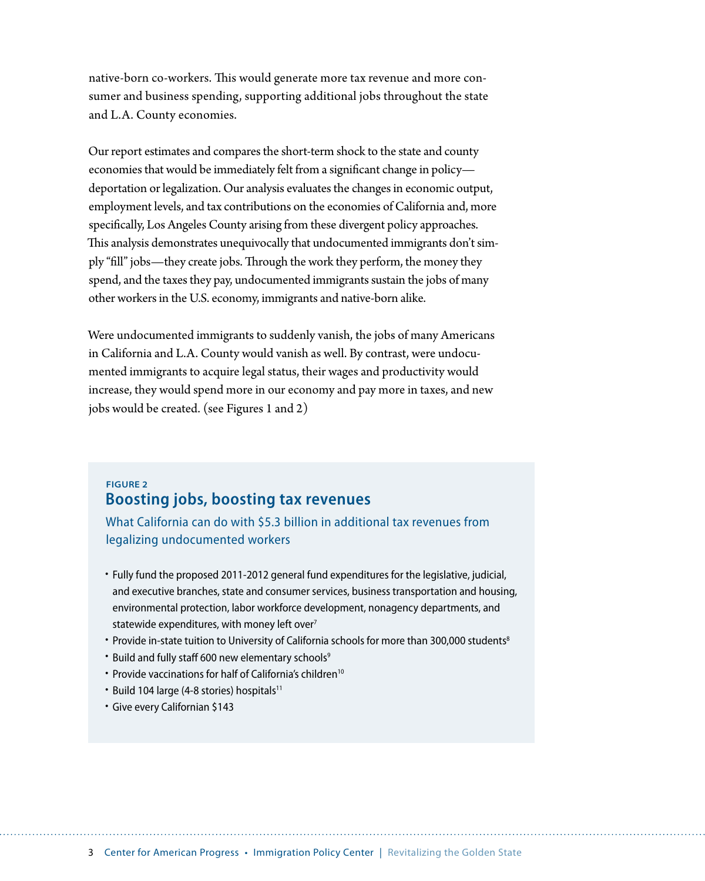native-born co-workers. This would generate more tax revenue and more consumer and business spending, supporting additional jobs throughout the state and L.A. County economies.

Our report estimates and compares the short-term shock to the state and county economies that would be immediately felt from a significant change in policy—deportation or legalization. Our analysis evaluates the changes in economic output, employment levels, and tax contributions on the economies of California and, more specifically, Los Angeles County arising from these divergent policy approaches. This analysis demonstrates unequivocally that undocumented immigrants don't simply "fill" jobs—they create jobs. Through the work they perform, the money they spend, and the taxes they pay, undocumented immigrants sustain the jobs of many other workers in the U.S. economy, immigrants and native-born alike.

Were undocumented immigrants to suddenly vanish, the jobs of many Americans in California and L.A. County would vanish as well. By contrast, were undocumented immigrants to acquire legal status, their wages and productivity would increase, they would spend more in our economy and pay more in taxes, and new jobs would be created. (see Figures 1 and 2)

**FIGURE 2**

## Boosting jobs, boosting tax revenues

What California can do with $5.3 billion in additional tax revenues from legalizing undocumented workers

- Fully fund the proposed 2011-2012 general fund expenditures for the legislative, judicial, and executive branches, state and consumer services, business transportation and housing, environmental protection, labor workforce development, nonagency departments, and statewide expenditures, with money left over[7]
- Provide in-state tuition to University of California schools for more than 300,000 students[8]
- Build and fully staff 600 new elementary schools[9]
- Provide vaccinations for half of California's children[10]
- Build 104 large (4-8 stories) hospitals[11]
- Give every Californian $143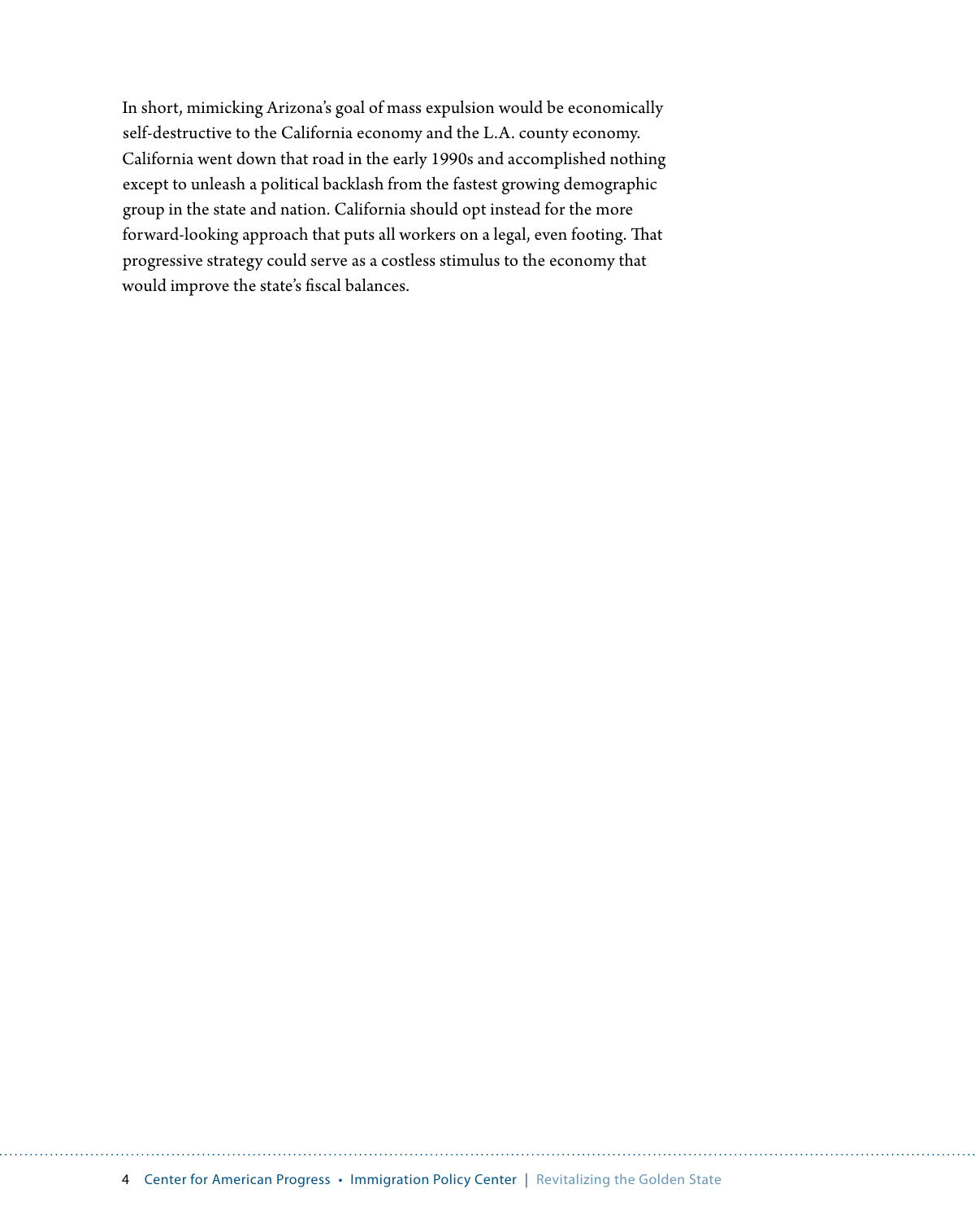In short, mimicking Arizona's goal of mass expulsion would be economically self-destructive to the California economy and the L.A. county economy. California went down that road in the early 1990s and accomplished nothing except to unleash a political backlash from the fastest growing demographic group in the state and nation. California should opt instead for the more forward-looking approach that puts all workers on a legal, even footing. That progressive strategy could serve as a costless stimulus to the economy that would improve the state's fiscal balances.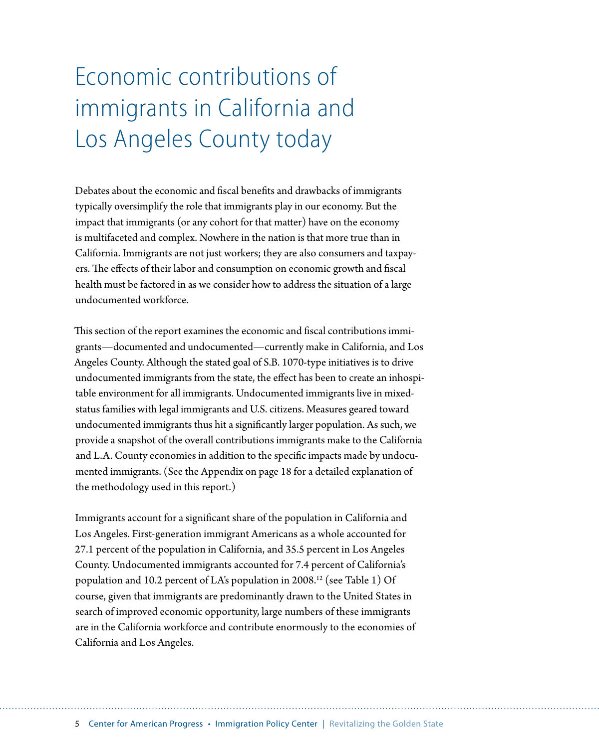# Economic contributions of immigrants in California and Los Angeles County today

Debates about the economic and fiscal benefits and drawbacks of immigrants typically oversimplify the role that immigrants play in our economy. But the impact that immigrants (or any cohort for that matter) have on the economy is multifaceted and complex. Nowhere in the nation is that more true than in California. Immigrants are not just workers; they are also consumers and taxpayers. The effects of their labor and consumption on economic growth and fiscal health must be factored in as we consider how to address the situation of a large undocumented workforce.

This section of the report examines the economic and fiscal contributions immigrants—documented and undocumented—currently make in California, and Los Angeles County. Although the stated goal of S.B. 1070-type initiatives is to drive undocumented immigrants from the state, the effect has been to create an inhospitable environment for all immigrants. Undocumented immigrants live in mixed-status families with legal immigrants and U.S. citizens. Measures geared toward undocumented immigrants thus hit a significantly larger population. As such, we provide a snapshot of the overall contributions immigrants make to the California and L.A. County economies in addition to the specific impacts made by undocumented immigrants. (See the Appendix on page 18 for a detailed explanation of the methodology used in this report.)

Immigrants account for a significant share of the population in California and Los Angeles. First-generation immigrant Americans as a whole accounted for 27.1 percent of the population in California, and 35.5 percent in Los Angeles County. Undocumented immigrants accounted for 7.4 percent of California's population and 10.2 percent of LA's population in 2008.[12] (see Table 1) Of course, given that immigrants are predominantly drawn to the United States in search of improved economic opportunity, large numbers of these immigrants are in the California workforce and contribute enormously to the economies of California and Los Angeles.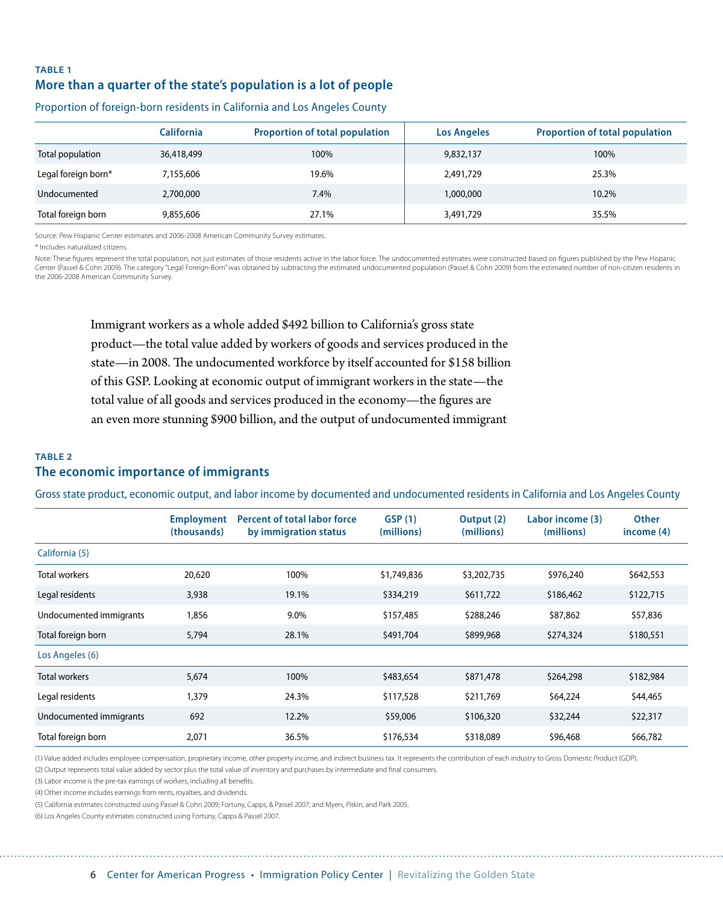**TABLE 1**

### More than a quarter of the state's population is a lot of people

Proportion of foreign-born residents in California and Los Angeles County

| | California | Proportion of total population | Los Angeles | Proportion of total population |
|---|---|---|---|---|
| Total population | 36,418,499 | 100% | 9,832,137 | 100% |
| Legal foreign born* | 7,155,606 | 19.6% | 2,491,729 | 25.3% |
| Undocumented | 2,700,000 | 7.4% | 1,000,000 | 10.2% |
| Total foreign born | 9,855,606 | 27.1% | 3,491,729 | 35.5% |

Source: Pew Hispanic Center estimates and 2006-2008 American Community Survey estimates.

* Includes naturalized citizens.

Note: These figures represent the total population, not just estimates of those residents active in the labor force. The undocumented estimates were constructed based on figures published by the Pew Hispanic Center (Passel & Cohn 2009). The category "Legal Foreign-Born" was obtained by subtracting the estimated undocumented population (Passel & Cohn 2009) from the estimated number of non-citizen residents in the 2006-2008 American Community Survey.

Immigrant workers as a whole added $492 billion to California's gross state product—the total value added by workers of goods and services produced in the state—in 2008. The undocumented workforce by itself accounted for $158 billion of this GSP. Looking at economic output of immigrant workers in the state—the total value of all goods and services produced in the economy—the figures are an even more stunning $900 billion, and the output of undocumented immigrant

**TABLE 2**

### The economic importance of immigrants

Gross state product, economic output, and labor income by documented and undocumented residents in California and Los Angeles County

| | Employment (thousands) | Percent of total labor force by immigration status | GSP (1) (millions) | Output (2) (millions) | Labor income (3) (millions) | Other income (4) |
|---|---|---|---|---|---|---|
| California (5) | | | | | | |
| Total workers | 20,620 | 100% | $1,749,836 | $3,202,735 | $976,240 | $642,553 |
| Legal residents | 3,938 | 19.1% | $334,219 | $611,722 | $186,462 | $122,715 |
| Undocumented immigrants | 1,856 | 9.0% | $157,485 | $288,246 | $87,862 | $57,836 |
| Total foreign born | 5,794 | 28.1% | $491,704 | $899,968 | $274,324 | $180,551 |
| Los Angeles (6) | | | | | | |
| Total workers | 5,674 | 100% | $483,654 | $871,478 | $264,298 | $182,984 |
| Legal residents | 1,379 | 24.3% | $117,528 | $211,769 | $64,224 | $44,465 |
| Undocumented immigrants | 692 | 12.2% | $59,006 | $106,320 | $32,244 | $22,317 |
| Total foreign born | 2,071 | 36.5% | $176,534 | $318,089 | $96,468 | $66,782 |

(1) Value added includes employee compensation, proprietary income, other property income, and indirect business tax. It represents the contribution of each industry to Gross Domestic Product (GDP).

(2) Output represents total value added by sector plus the total value of inventory and purchases by intermediate and final consumers.

(3) Labor income is the pre-tax earnings of workers, including all benefits.

(4) Other income includes earnings from rents, royalties, and dividends.

(5) California estimates constructed using Passel & Cohn 2009; Fortuny, Capps, & Passel 2007; and Myers, Pitkin, and Park 2005.

(6) Los Angeles County estimates constructed using Fortuny, Capps & Passel 2007.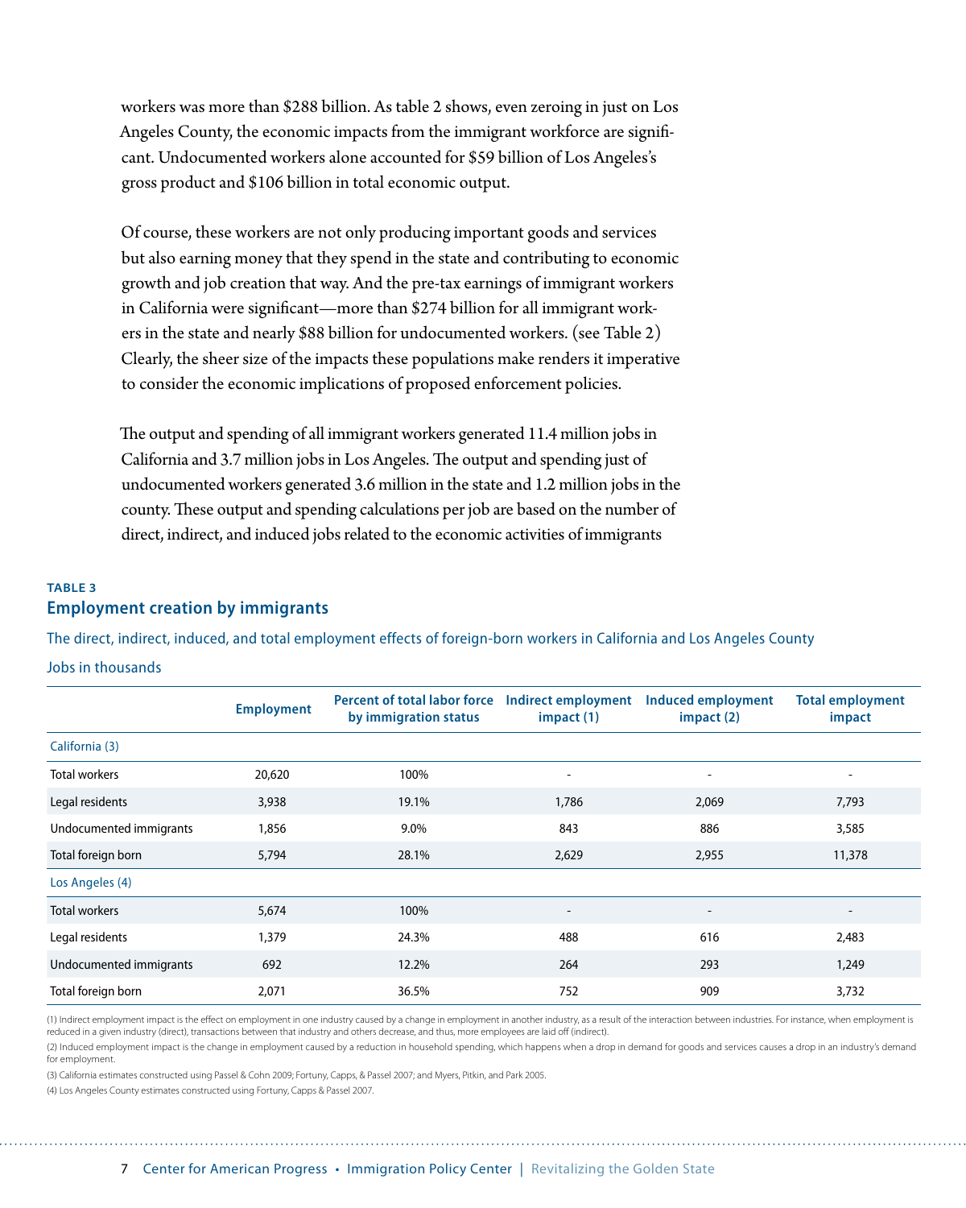workers was more than $288 billion. As table 2 shows, even zeroing in just on Los Angeles County, the economic impacts from the immigrant workforce are significant. Undocumented workers alone accounted for $59 billion of Los Angeles's gross product and $106 billion in total economic output.

Of course, these workers are not only producing important goods and services but also earning money that they spend in the state and contributing to economic growth and job creation that way. And the pre-tax earnings of immigrant workers in California were significant—more than $274 billion for all immigrant workers in the state and nearly $88 billion for undocumented workers. (see Table 2) Clearly, the sheer size of the impacts these populations make renders it imperative to consider the economic implications of proposed enforcement policies.

The output and spending of all immigrant workers generated 11.4 million jobs in California and 3.7 million jobs in Los Angeles. The output and spending just of undocumented workers generated 3.6 million in the state and 1.2 million jobs in the county. These output and spending calculations per job are based on the number of direct, indirect, and induced jobs related to the economic activities of immigrants

**TABLE 3**

### Employment creation by immigrants

The direct, indirect, induced, and total employment effects of foreign-born workers in California and Los Angeles County

Jobs in thousands

| | Employment | Percent of total labor force by immigration status | Indirect employment impact (1) | Induced employment impact (2) | Total employment impact |
|---|---|---|---|---|---|
| **California (3)** | | | | | |
| Total workers | 20,620 | 100% | - | - | - |
| Legal residents | 3,938 | 19.1% | 1,786 | 2,069 | 7,793 |
| Undocumented immigrants | 1,856 | 9.0% | 843 | 886 | 3,585 |
| Total foreign born | 5,794 | 28.1% | 2,629 | 2,955 | 11,378 |
| **Los Angeles (4)** | | | | | |
| Total workers | 5,674 | 100% | - | - | - |
| Legal residents | 1,379 | 24.3% | 488 | 616 | 2,483 |
| Undocumented immigrants | 692 | 12.2% | 264 | 293 | 1,249 |
| Total foreign born | 2,071 | 36.5% | 752 | 909 | 3,732 |

(1) Indirect employment impact is the effect on employment in one industry caused by a change in employment in another industry, as a result of the interaction between industries. For instance, when employment is reduced in a given industry (direct), transactions between that industry and others decrease, and thus, more employees are laid off (indirect).

(2) Induced employment impact is the change in employment caused by a reduction in household spending, which happens when a drop in demand for goods and services causes a drop in an industry's demand for employment.

(3) California estimates constructed using Passel & Cohn 2009; Fortuny, Capps, & Passel 2007; and Myers, Pitkin, and Park 2005.

(4) Los Angeles County estimates constructed using Fortuny, Capps & Passel 2007.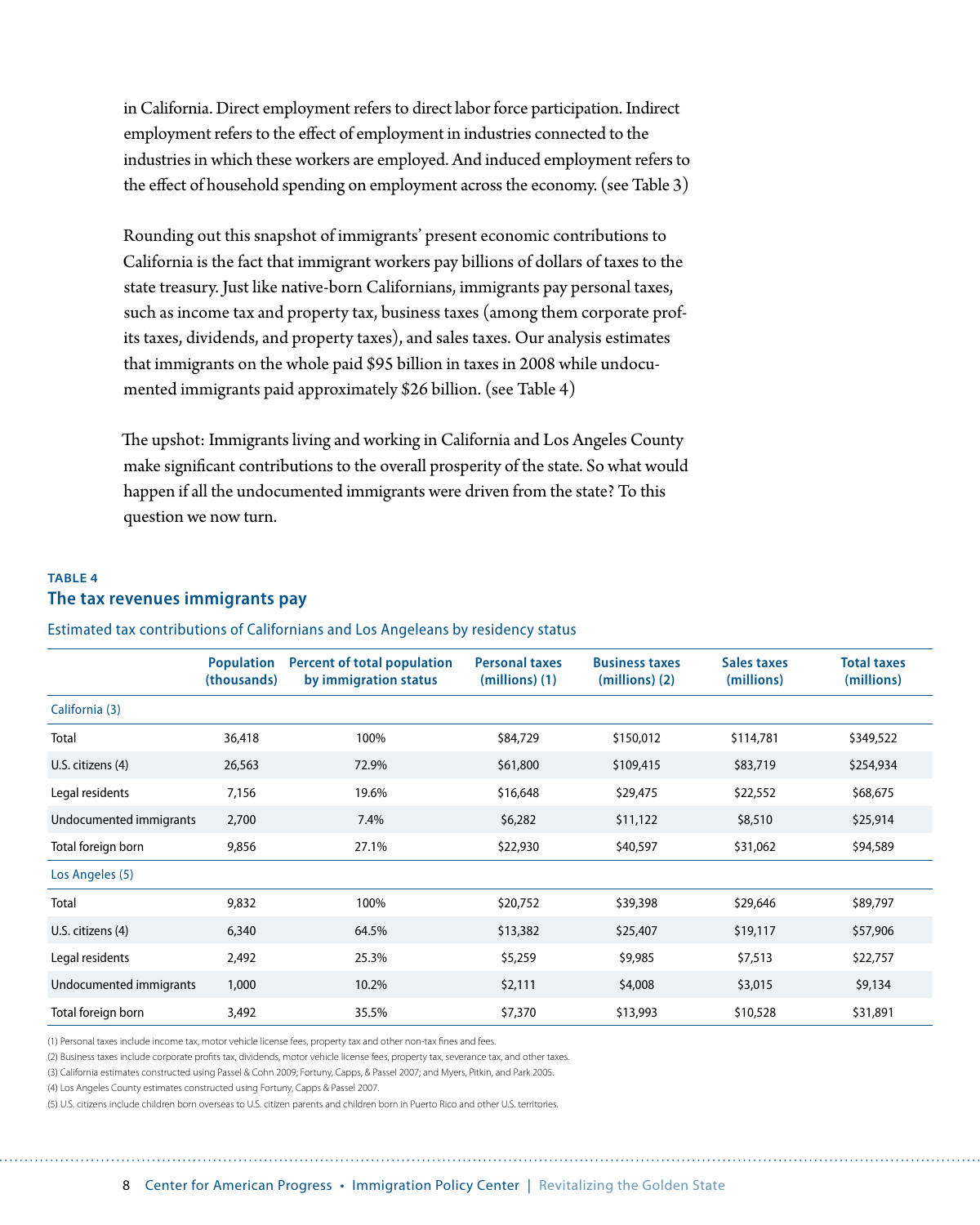in California. Direct employment refers to direct labor force participation. Indirect employment refers to the effect of employment in industries connected to the industries in which these workers are employed. And induced employment refers to the effect of household spending on employment across the economy. (see Table 3)

Rounding out this snapshot of immigrants' present economic contributions to California is the fact that immigrant workers pay billions of dollars of taxes to the state treasury. Just like native-born Californians, immigrants pay personal taxes, such as income tax and property tax, business taxes (among them corporate profits taxes, dividends, and property taxes), and sales taxes. Our analysis estimates that immigrants on the whole paid $95 billion in taxes in 2008 while undocumented immigrants paid approximately $26 billion. (see Table 4)

The upshot: Immigrants living and working in California and Los Angeles County make significant contributions to the overall prosperity of the state. So what would happen if all the undocumented immigrants were driven from the state? To this question we now turn.

**TABLE 4**

### The tax revenues immigrants pay

Estimated tax contributions of Californians and Los Angeleans by residency status

| | Population (thousands) | Percent of total population by immigration status | Personal taxes (millions) (1) | Business taxes (millions) (2) | Sales taxes (millions) | Total taxes (millions) |
|---|---|---|---|---|---|---|
| **California (3)** | | | | | | |
| Total | 36,418 | 100% | $84,729 | $150,012 | $114,781 | $349,522 |
| U.S. citizens (4) | 26,563 | 72.9% | $61,800 | $109,415 | $83,719 | $254,934 |
| Legal residents | 7,156 | 19.6% | $16,648 | $29,475 | $22,552 | $68,675 |
| Undocumented immigrants | 2,700 | 7.4% | $6,282 | $11,122 | $8,510 | $25,914 |
| Total foreign born | 9,856 | 27.1% | $22,930 | $40,597 | $31,062 | $94,589 |
| **Los Angeles (5)** | | | | | | |
| Total | 9,832 | 100% | $20,752 | $39,398 | $29,646 | $89,797 |
| U.S. citizens (4) | 6,340 | 64.5% | $13,382 | $25,407 | $19,117 | $57,906 |
| Legal residents | 2,492 | 25.3% | $5,259 | $9,985 | $7,513 | $22,757 |
| Undocumented immigrants | 1,000 | 10.2% | $2,111 | $4,008 | $3,015 | $9,134 |
| Total foreign born | 3,492 | 35.5% | $7,370 | $13,993 | $10,528 | $31,891 |

(1) Personal taxes include income tax, motor vehicle license fees, property tax and other non-tax fines and fees.

(2) Business taxes include corporate profits tax, dividends, motor vehicle license fees, property tax, severance tax, and other taxes.

(3) California estimates constructed using Passel & Cohn 2009; Fortuny, Capps, & Passel 2007; and Myers, Pitkin, and Park 2005.

(4) Los Angeles County estimates constructed using Fortuny, Capps & Passel 2007.

(5) U.S. citizens include children born overseas to U.S. citizen parents and children born in Puerto Rico and other U.S. territories.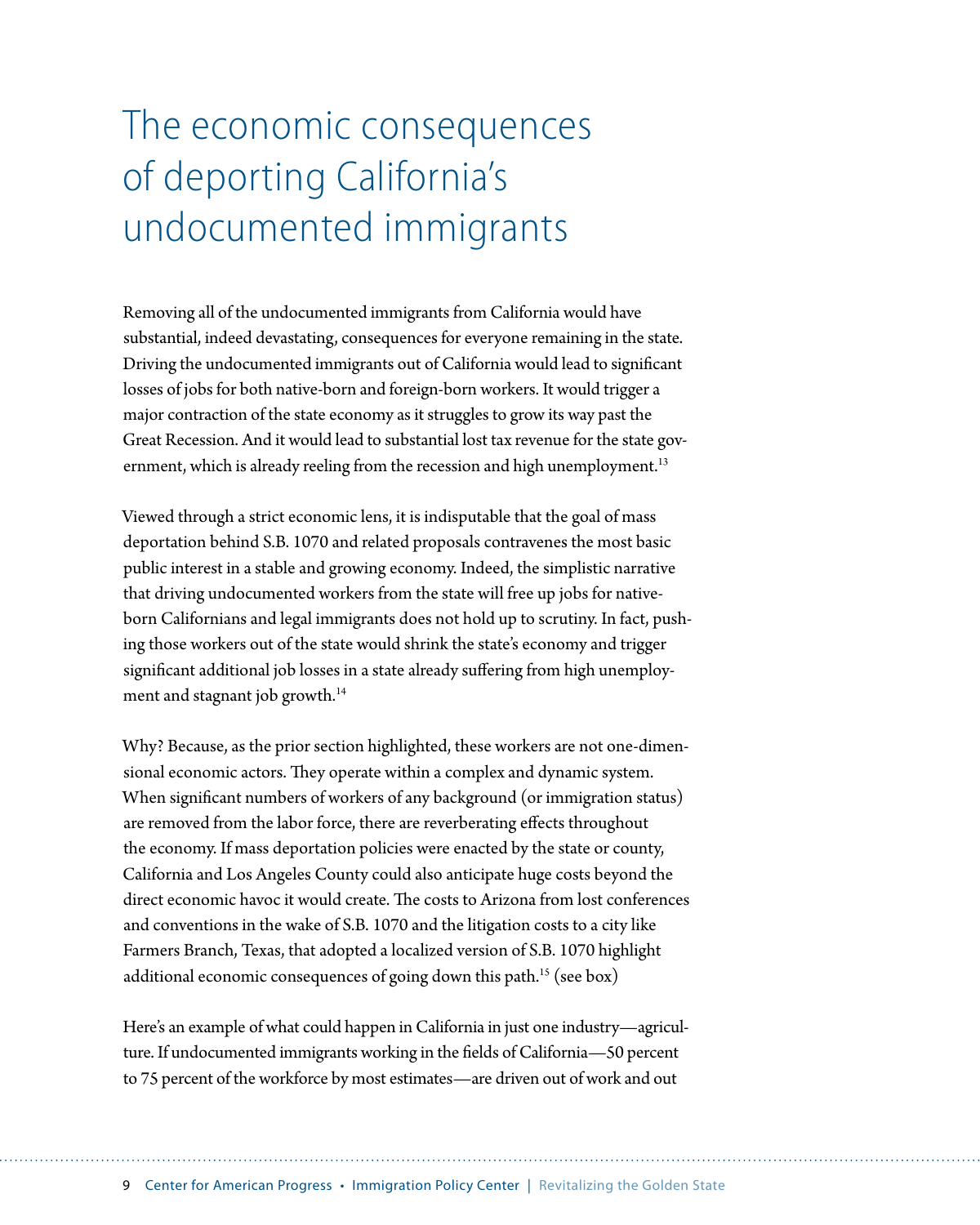# The economic consequences of deporting California's undocumented immigrants

Removing all of the undocumented immigrants from California would have substantial, indeed devastating, consequences for everyone remaining in the state. Driving the undocumented immigrants out of California would lead to significant losses of jobs for both native-born and foreign-born workers. It would trigger a major contraction of the state economy as it struggles to grow its way past the Great Recession. And it would lead to substantial lost tax revenue for the state government, which is already reeling from the recession and high unemployment.[13]

Viewed through a strict economic lens, it is indisputable that the goal of mass deportation behind S.B. 1070 and related proposals contravenes the most basic public interest in a stable and growing economy. Indeed, the simplistic narrative that driving undocumented workers from the state will free up jobs for native-born Californians and legal immigrants does not hold up to scrutiny. In fact, pushing those workers out of the state would shrink the state's economy and trigger significant additional job losses in a state already suffering from high unemployment and stagnant job growth.[14]

Why? Because, as the prior section highlighted, these workers are not one-dimensional economic actors. They operate within a complex and dynamic system. When significant numbers of workers of any background (or immigration status) are removed from the labor force, there are reverberating effects throughout the economy. If mass deportation policies were enacted by the state or county, California and Los Angeles County could also anticipate huge costs beyond the direct economic havoc it would create. The costs to Arizona from lost conferences and conventions in the wake of S.B. 1070 and the litigation costs to a city like Farmers Branch, Texas, that adopted a localized version of S.B. 1070 highlight additional economic consequences of going down this path.[15] (see box)

Here's an example of what could happen in California in just one industry—agriculture. If undocumented immigrants working in the fields of California—50 percent to 75 percent of the workforce by most estimates—are driven out of work and out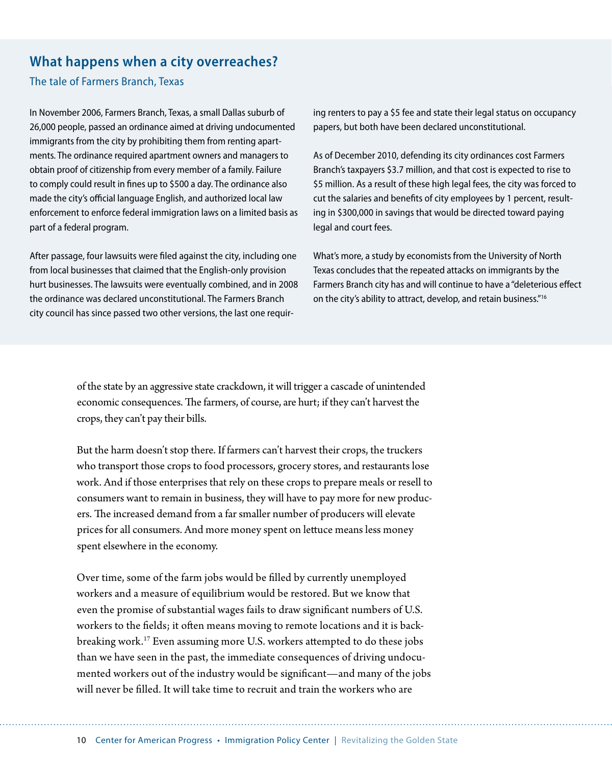## What happens when a city overreaches?

### The tale of Farmers Branch, Texas

In November 2006, Farmers Branch, Texas, a small Dallas suburb of 26,000 people, passed an ordinance aimed at driving undocumented immigrants from the city by prohibiting them from renting apartments. The ordinance required apartment owners and managers to obtain proof of citizenship from every member of a family. Failure to comply could result in fines up to $500 a day. The ordinance also made the city's official language English, and authorized local law enforcement to enforce federal immigration laws on a limited basis as part of a federal program.

After passage, four lawsuits were filed against the city, including one from local businesses that claimed that the English-only provision hurt businesses. The lawsuits were eventually combined, and in 2008 the ordinance was declared unconstitutional. The Farmers Branch city council has since passed two other versions, the last one requiring renters to pay a $5 fee and state their legal status on occupancy papers, but both have been declared unconstitutional.

As of December 2010, defending its city ordinances cost Farmers Branch's taxpayers $3.7 million, and that cost is expected to rise to $5 million. As a result of these high legal fees, the city was forced to cut the salaries and benefits of city employees by 1 percent, resulting in $300,000 in savings that would be directed toward paying legal and court fees.

What's more, a study by economists from the University of North Texas concludes that the repeated attacks on immigrants by the Farmers Branch city has and will continue to have a "deleterious effect on the city's ability to attract, develop, and retain business."[16]

---

of the state by an aggressive state crackdown, it will trigger a cascade of unintended economic consequences. The farmers, of course, are hurt; if they can't harvest the crops, they can't pay their bills.

But the harm doesn't stop there. If farmers can't harvest their crops, the truckers who transport those crops to food processors, grocery stores, and restaurants lose work. And if those enterprises that rely on these crops to prepare meals or resell to consumers want to remain in business, they will have to pay more for new producers. The increased demand from a far smaller number of producers will elevate prices for all consumers. And more money spent on lettuce means less money spent elsewhere in the economy.

Over time, some of the farm jobs would be filled by currently unemployed workers and a measure of equilibrium would be restored. But we know that even the promise of substantial wages fails to draw significant numbers of U.S. workers to the fields; it often means moving to remote locations and it is backbreaking work.[17] Even assuming more U.S. workers attempted to do these jobs than we have seen in the past, the immediate consequences of driving undocumented workers out of the industry would be significant—and many of the jobs will never be filled. It will take time to recruit and train the workers who are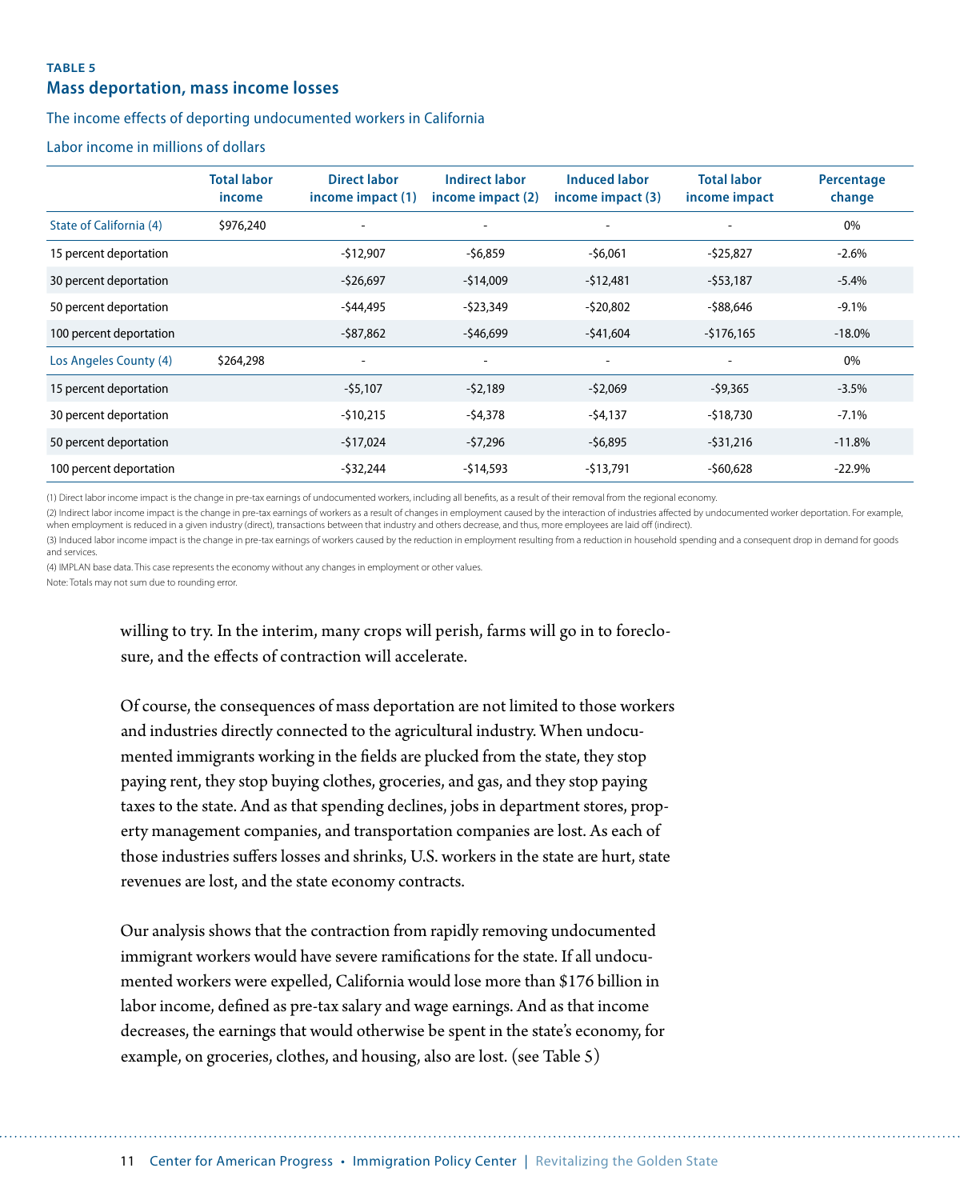**TABLE 5**

## Mass deportation, mass income losses

The income effects of deporting undocumented workers in California

Labor income in millions of dollars

| | Total labor income | Direct labor income impact (1) | Indirect labor income impact (2) | Induced labor income impact (3) | Total labor income impact | Percentage change |
|---|---|---|---|---|---|---|
| State of California (4) | $976,240 | - | - | - | - | 0% |
| 15 percent deportation | | -$12,907 | -$6,859 | -$6,061 | -$25,827 | -2.6% |
| 30 percent deportation | | -$26,697 | -$14,009 | -$12,481 | -$53,187 | -5.4% |
| 50 percent deportation | | -$44,495 | -$23,349 | -$20,802 | -$88,646 | -9.1% |
| 100 percent deportation | | -$87,862 | -$46,699 | -$41,604 | -$176,165 | -18.0% |
| Los Angeles County (4) | $264,298 | - | - | - | - | 0% |
| 15 percent deportation | | -$5,107 | -$2,189 | -$2,069 | -$9,365 | -3.5% |
| 30 percent deportation | | -$10,215 | -$4,378 | -$4,137 | -$18,730 | -7.1% |
| 50 percent deportation | | -$17,024 | -$7,296 | -$6,895 | -$31,216 | -11.8% |
| 100 percent deportation | | -$32,244 | -$14,593 | -$13,791 | -$60,628 | -22.9% |

(1) Direct labor income impact is the change in pre-tax earnings of undocumented workers, including all benefits, as a result of their removal from the regional economy.

(2) Indirect labor income impact is the change in pre-tax earnings of workers as a result of changes in employment caused by the interaction of industries affected by undocumented worker deportation. For example, when employment is reduced in a given industry (direct), transactions between that industry and others decrease, and thus, more employees are laid off (indirect).

(3) Induced labor income impact is the change in pre-tax earnings of workers caused by the reduction in employment resulting from a reduction in household spending and a consequent drop in demand for goods and services.

(4) IMPLAN base data. This case represents the economy without any changes in employment or other values.

Note: Totals may not sum due to rounding error.

willing to try. In the interim, many crops will perish, farms will go in to foreclosure, and the effects of contraction will accelerate.

Of course, the consequences of mass deportation are not limited to those workers and industries directly connected to the agricultural industry. When undocumented immigrants working in the fields are plucked from the state, they stop paying rent, they stop buying clothes, groceries, and gas, and they stop paying taxes to the state. And as that spending declines, jobs in department stores, property management companies, and transportation companies are lost. As each of those industries suffers losses and shrinks, U.S. workers in the state are hurt, state revenues are lost, and the state economy contracts.

Our analysis shows that the contraction from rapidly removing undocumented immigrant workers would have severe ramifications for the state. If all undocumented workers were expelled, California would lose more than $176 billion in labor income, defined as pre-tax salary and wage earnings. And as that income decreases, the earnings that would otherwise be spent in the state's economy, for example, on groceries, clothes, and housing, also are lost. (see Table 5)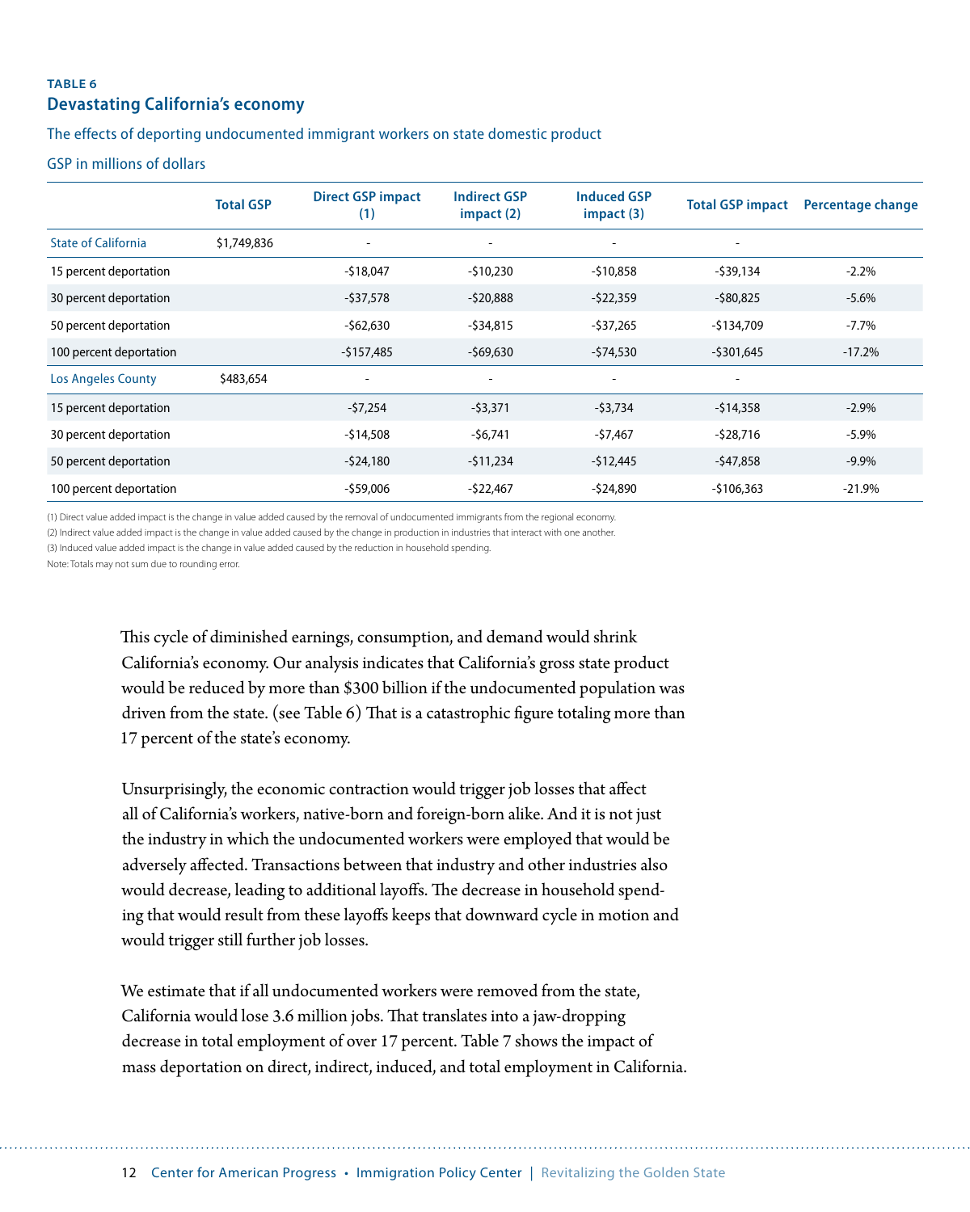**TABLE 6**

## Devastating California's economy

The effects of deporting undocumented immigrant workers on state domestic product

GSP in millions of dollars

| | Total GSP | Direct GSP impact (1) | Indirect GSP impact (2) | Induced GSP impact (3) | Total GSP impact | Percentage change |
|---|---|---|---|---|---|---|
| State of California | $1,749,836 | - | - | - | - | |
| 15 percent deportation | | -$18,047 | -$10,230 | -$10,858 | -$39,134 | -2.2% |
| 30 percent deportation | | -$37,578 | -$20,888 | -$22,359 | -$80,825 | -5.6% |
| 50 percent deportation | | -$62,630 | -$34,815 | -$37,265 | -$134,709 | -7.7% |
| 100 percent deportation | | -$157,485 | -$69,630 | -$74,530 | -$301,645 | -17.2% |
| Los Angeles County | $483,654 | - | - | - | - | |
| 15 percent deportation | | -$7,254 | -$3,371 | -$3,734 | -$14,358 | -2.9% |
| 30 percent deportation | | -$14,508 | -$6,741 | -$7,467 | -$28,716 | -5.9% |
| 50 percent deportation | | -$24,180 | -$11,234 | -$12,445 | -$47,858 | -9.9% |
| 100 percent deportation | | -$59,006 | -$22,467 | -$24,890 | -$106,363 | -21.9% |

(1) Direct value added impact is the change in value added caused by the removal of undocumented immigrants from the regional economy.
(2) Indirect value added impact is the change in value added caused by the change in production in industries that interact with one another.
(3) Induced value added impact is the change in value added caused by the reduction in household spending.
Note: Totals may not sum due to rounding error.

This cycle of diminished earnings, consumption, and demand would shrink California's economy. Our analysis indicates that California's gross state product would be reduced by more than $300 billion if the undocumented population was driven from the state. (see Table 6) That is a catastrophic figure totaling more than 17 percent of the state's economy.

Unsurprisingly, the economic contraction would trigger job losses that affect all of California's workers, native-born and foreign-born alike. And it is not just the industry in which the undocumented workers were employed that would be adversely affected. Transactions between that industry and other industries also would decrease, leading to additional layoffs. The decrease in household spending that would result from these layoffs keeps that downward cycle in motion and would trigger still further job losses.

We estimate that if all undocumented workers were removed from the state, California would lose 3.6 million jobs. That translates into a jaw-dropping decrease in total employment of over 17 percent. Table 7 shows the impact of mass deportation on direct, indirect, induced, and total employment in California.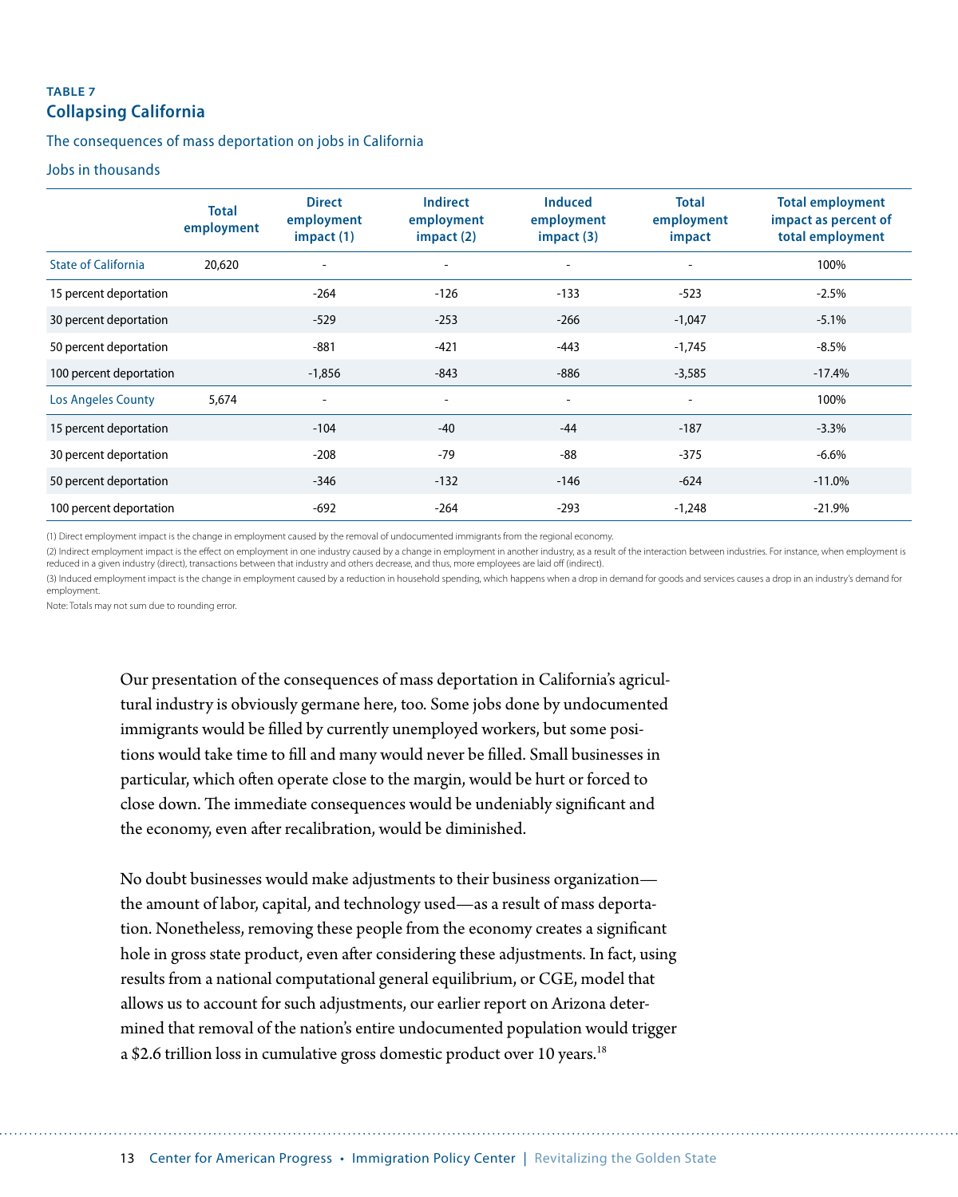**TABLE 7**

## Collapsing California

The consequences of mass deportation on jobs in California

Jobs in thousands

| | Total employment | Direct employment impact (1) | Indirect employment impact (2) | Induced employment impact (3) | Total employment impact | Total employment impact as percent of total employment |
|---|---|---|---|---|---|---|
| State of California | 20,620 | - | - | - | - | 100% |
| 15 percent deportation | | -264 | -126 | -133 | -523 | -2.5% |
| 30 percent deportation | | -529 | -253 | -266 | -1,047 | -5.1% |
| 50 percent deportation | | -881 | -421 | -443 | -1,745 | -8.5% |
| 100 percent deportation | | -1,856 | -843 | -886 | -3,585 | -17.4% |
| Los Angeles County | 5,674 | - | - | - | - | 100% |
| 15 percent deportation | | -104 | -40 | -44 | -187 | -3.3% |
| 30 percent deportation | | -208 | -79 | -88 | -375 | -6.6% |
| 50 percent deportation | | -346 | -132 | -146 | -624 | -11.0% |
| 100 percent deportation | | -692 | -264 | -293 | -1,248 | -21.9% |

(1) Direct employment impact is the change in employment caused by the removal of undocumented immigrants from the regional economy.

(2) Indirect employment impact is the effect on employment in one industry caused by a change in employment in another industry, as a result of the interaction between industries. For instance, when employment is reduced in a given industry (direct), transactions between that industry and others decrease, and thus, more employees are laid off (indirect).

(3) Induced employment impact is the change in employment caused by a reduction in household spending, which happens when a drop in demand for goods and services causes a drop in an industry's demand for employment.

Note: Totals may not sum due to rounding error.

Our presentation of the consequences of mass deportation in California's agricultural industry is obviously germane here, too. Some jobs done by undocumented immigrants would be filled by currently unemployed workers, but some positions would take time to fill and many would never be filled. Small businesses in particular, which often operate close to the margin, would be hurt or forced to close down. The immediate consequences would be undeniably significant and the economy, even after recalibration, would be diminished.

No doubt businesses would make adjustments to their business organization—the amount of labor, capital, and technology used—as a result of mass deportation. Nonetheless, removing these people from the economy creates a significant hole in gross state product, even after considering these adjustments. In fact, using results from a national computational general equilibrium, or CGE, model that allows us to account for such adjustments, our earlier report on Arizona determined that removal of the nation's entire undocumented population would trigger a $2.6 trillion loss in cumulative gross domestic product over 10 years.[18]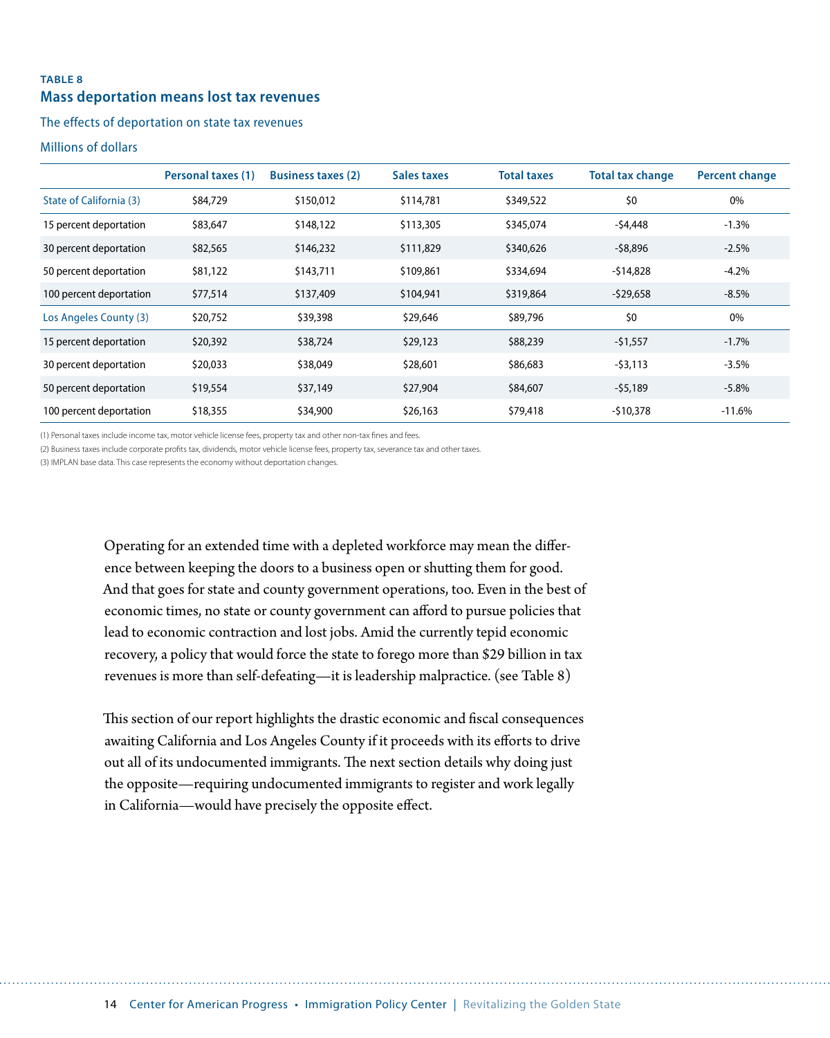**TABLE 8**

### Mass deportation means lost tax revenues

The effects of deportation on state tax revenues

Millions of dollars

| | Personal taxes (1) | Business taxes (2) | Sales taxes | Total taxes | Total tax change | Percent change |
|---|---|---|---|---|---|---|
| State of California (3) | $84,729 | $150,012 | $114,781 | $349,522 | $0 | 0% |
| 15 percent deportation | $83,647 | $148,122 | $113,305 | $345,074 | -$4,448 | -1.3% |
| 30 percent deportation | $82,565 | $146,232 | $111,829 | $340,626 | -$8,896 | -2.5% |
| 50 percent deportation | $81,122 | $143,711 | $109,861 | $334,694 | -$14,828 | -4.2% |
| 100 percent deportation | $77,514 | $137,409 | $104,941 | $319,864 | -$29,658 | -8.5% |
| Los Angeles County (3) | $20,752 | $39,398 | $29,646 | $89,796 | $0 | 0% |
| 15 percent deportation | $20,392 | $38,724 | $29,123 | $88,239 | -$1,557 | -1.7% |
| 30 percent deportation | $20,033 | $38,049 | $28,601 | $86,683 | -$3,113 | -3.5% |
| 50 percent deportation | $19,554 | $37,149 | $27,904 | $84,607 | -$5,189 | -5.8% |
| 100 percent deportation | $18,355 | $34,900 | $26,163 | $79,418 | -$10,378 | -11.6% |

(1) Personal taxes include income tax, motor vehicle license fees, property tax and other non-tax fines and fees.

(2) Business taxes include corporate profits tax, dividends, motor vehicle license fees, property tax, severance tax and other taxes.

(3) IMPLAN base data. This case represents the economy without deportation changes.

Operating for an extended time with a depleted workforce may mean the difference between keeping the doors to a business open or shutting them for good. And that goes for state and county government operations, too. Even in the best of economic times, no state or county government can afford to pursue policies that lead to economic contraction and lost jobs. Amid the currently tepid economic recovery, a policy that would force the state to forego more than $29 billion in tax revenues is more than self-defeating—it is leadership malpractice. (see Table 8)

This section of our report highlights the drastic economic and fiscal consequences awaiting California and Los Angeles County if it proceeds with its efforts to drive out all of its undocumented immigrants. The next section details why doing just the opposite—requiring undocumented immigrants to register and work legally in California—would have precisely the opposite effect.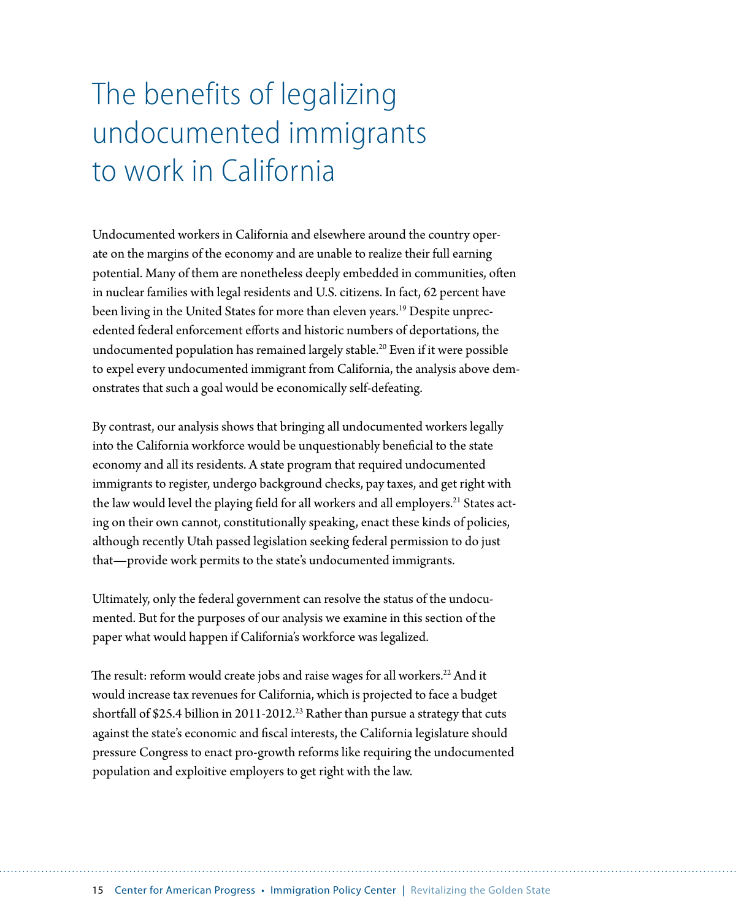# The benefits of legalizing undocumented immigrants to work in California

Undocumented workers in California and elsewhere around the country operate on the margins of the economy and are unable to realize their full earning potential. Many of them are nonetheless deeply embedded in communities, often in nuclear families with legal residents and U.S. citizens. In fact, 62 percent have been living in the United States for more than eleven years.[19] Despite unprecedented federal enforcement efforts and historic numbers of deportations, the undocumented population has remained largely stable.[20] Even if it were possible to expel every undocumented immigrant from California, the analysis above demonstrates that such a goal would be economically self-defeating.

By contrast, our analysis shows that bringing all undocumented workers legally into the California workforce would be unquestionably beneficial to the state economy and all its residents. A state program that required undocumented immigrants to register, undergo background checks, pay taxes, and get right with the law would level the playing field for all workers and all employers.[21] States acting on their own cannot, constitutionally speaking, enact these kinds of policies, although recently Utah passed legislation seeking federal permission to do just that—provide work permits to the state's undocumented immigrants.

Ultimately, only the federal government can resolve the status of the undocumented. But for the purposes of our analysis we examine in this section of the paper what would happen if California's workforce was legalized.

The result: reform would create jobs and raise wages for all workers.[22] And it would increase tax revenues for California, which is projected to face a budget shortfall of $25.4 billion in 2011-2012.[23] Rather than pursue a strategy that cuts against the state's economic and fiscal interests, the California legislature should pressure Congress to enact pro-growth reforms like requiring the undocumented population and exploitive employers to get right with the law.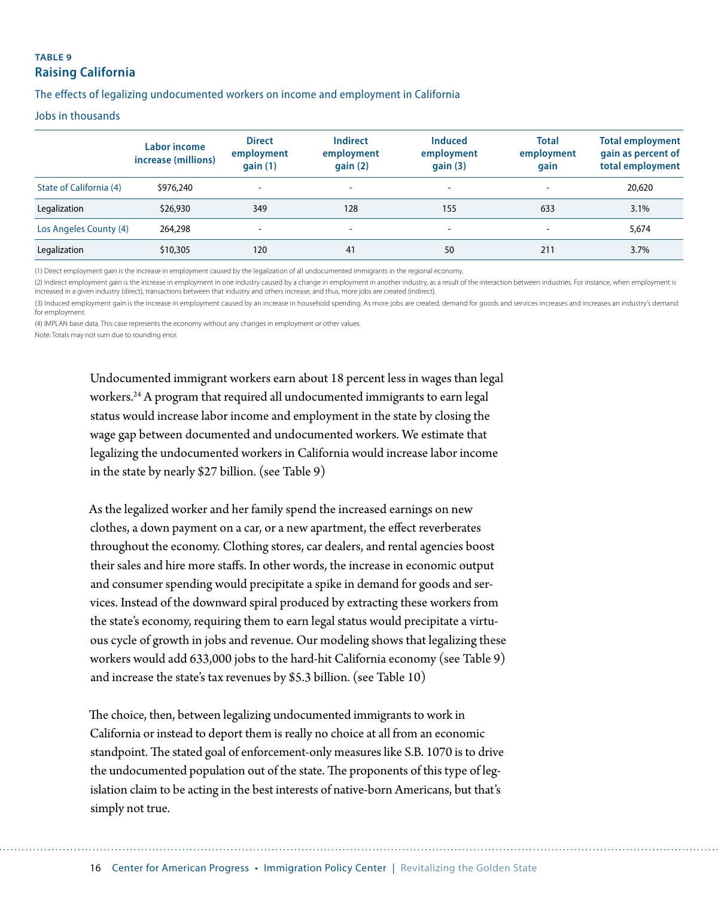**TABLE 9**

## Raising California

The effects of legalizing undocumented workers on income and employment in California

Jobs in thousands

| | Labor income increase (millions) | Direct employment gain (1) | Indirect employment gain (2) | Induced employment gain (3) | Total employment gain | Total employment gain as percent of total employment |
|---|---|---|---|---|---|---|
| State of California (4) | $976,240 | - | - | - | - | 20,620 |
| Legalization | $26,930 | 349 | 128 | 155 | 633 | 3.1% |
| Los Angeles County (4) | 264,298 | - | - | - | - | 5,674 |
| Legalization | $10,305 | 120 | 41 | 50 | 211 | 3.7% |

(1) Direct employment gain is the increase in employment caused by the legalization of all undocumented immigrants in the regional economy.

(2) Indirect employment gain is the increase in employment in one industry caused by a change in employment in another industry, as a result of the interaction between industries. For instance, when employment is increased in a given industry (direct), transactions between that industry and others increase, and thus, more jobs are created (indirect).

(3) Induced employment gain is the increase in employment caused by an increase in household spending. As more jobs are created, demand for goods and services increases and increases an industry's demand for employment.

(4) IMPLAN base data. This case represents the economy without any changes in employment or other values.

Note: Totals may not sum due to rounding error.

Undocumented immigrant workers earn about 18 percent less in wages than legal workers.[24] A program that required all undocumented immigrants to earn legal status would increase labor income and employment in the state by closing the wage gap between documented and undocumented workers. We estimate that legalizing the undocumented workers in California would increase labor income in the state by nearly $27 billion. (see Table 9)

As the legalized worker and her family spend the increased earnings on new clothes, a down payment on a car, or a new apartment, the effect reverberates throughout the economy. Clothing stores, car dealers, and rental agencies boost their sales and hire more staffs. In other words, the increase in economic output and consumer spending would precipitate a spike in demand for goods and services. Instead of the downward spiral produced by extracting these workers from the state's economy, requiring them to earn legal status would precipitate a virtuous cycle of growth in jobs and revenue. Our modeling shows that legalizing these workers would add 633,000 jobs to the hard-hit California economy (see Table 9) and increase the state's tax revenues by $5.3 billion. (see Table 10)

The choice, then, between legalizing undocumented immigrants to work in California or instead to deport them is really no choice at all from an economic standpoint. The stated goal of enforcement-only measures like S.B. 1070 is to drive the undocumented population out of the state. The proponents of this type of legislation claim to be acting in the best interests of native-born Americans, but that's simply not true.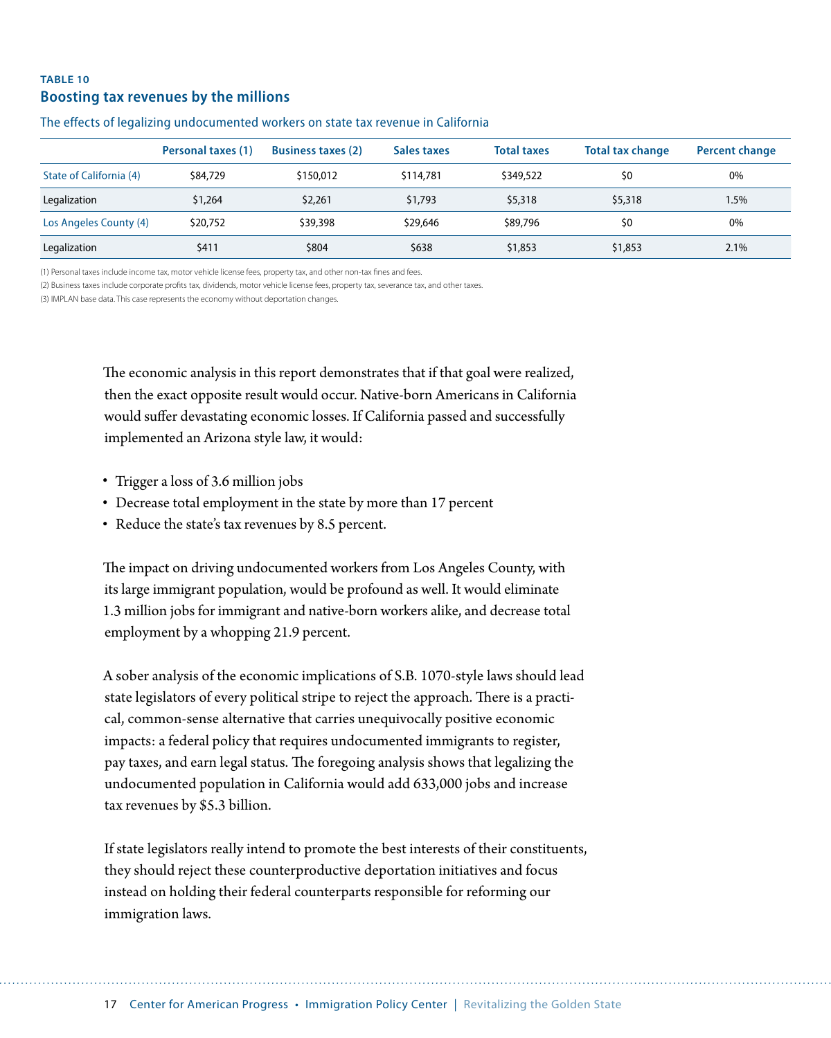**TABLE 10**

## Boosting tax revenues by the millions

The effects of legalizing undocumented workers on state tax revenue in California

| | Personal taxes (1) | Business taxes (2) | Sales taxes | Total taxes | Total tax change | Percent change |
|---|---|---|---|---|---|---|
| State of California (4) | $84,729 | $150,012 | $114,781 | $349,522 | $0 | 0% |
| Legalization | $1,264 | $2,261 | $1,793 | $5,318 | $5,318 | 1.5% |
| Los Angeles County (4) | $20,752 | $39,398 | $29,646 | $89,796 | $0 | 0% |
| Legalization | $411 | $804 | $638 | $1,853 | $1,853 | 2.1% |

(1) Personal taxes include income tax, motor vehicle license fees, property tax, and other non-tax fines and fees.

(2) Business taxes include corporate profits tax, dividends, motor vehicle license fees, property tax, severance tax, and other taxes.

(3) IMPLAN base data. This case represents the economy without deportation changes.

The economic analysis in this report demonstrates that if that goal were realized, then the exact opposite result would occur. Native-born Americans in California would suffer devastating economic losses. If California passed and successfully implemented an Arizona style law, it would:

- Trigger a loss of 3.6 million jobs
- Decrease total employment in the state by more than 17 percent
- Reduce the state's tax revenues by 8.5 percent.

The impact on driving undocumented workers from Los Angeles County, with its large immigrant population, would be profound as well. It would eliminate 1.3 million jobs for immigrant and native-born workers alike, and decrease total employment by a whopping 21.9 percent.

A sober analysis of the economic implications of S.B. 1070-style laws should lead state legislators of every political stripe to reject the approach. There is a practical, common-sense alternative that carries unequivocally positive economic impacts: a federal policy that requires undocumented immigrants to register, pay taxes, and earn legal status. The foregoing analysis shows that legalizing the undocumented population in California would add 633,000 jobs and increase tax revenues by $5.3 billion.

If state legislators really intend to promote the best interests of their constituents, they should reject these counterproductive deportation initiatives and focus instead on holding their federal counterparts responsible for reforming our immigration laws.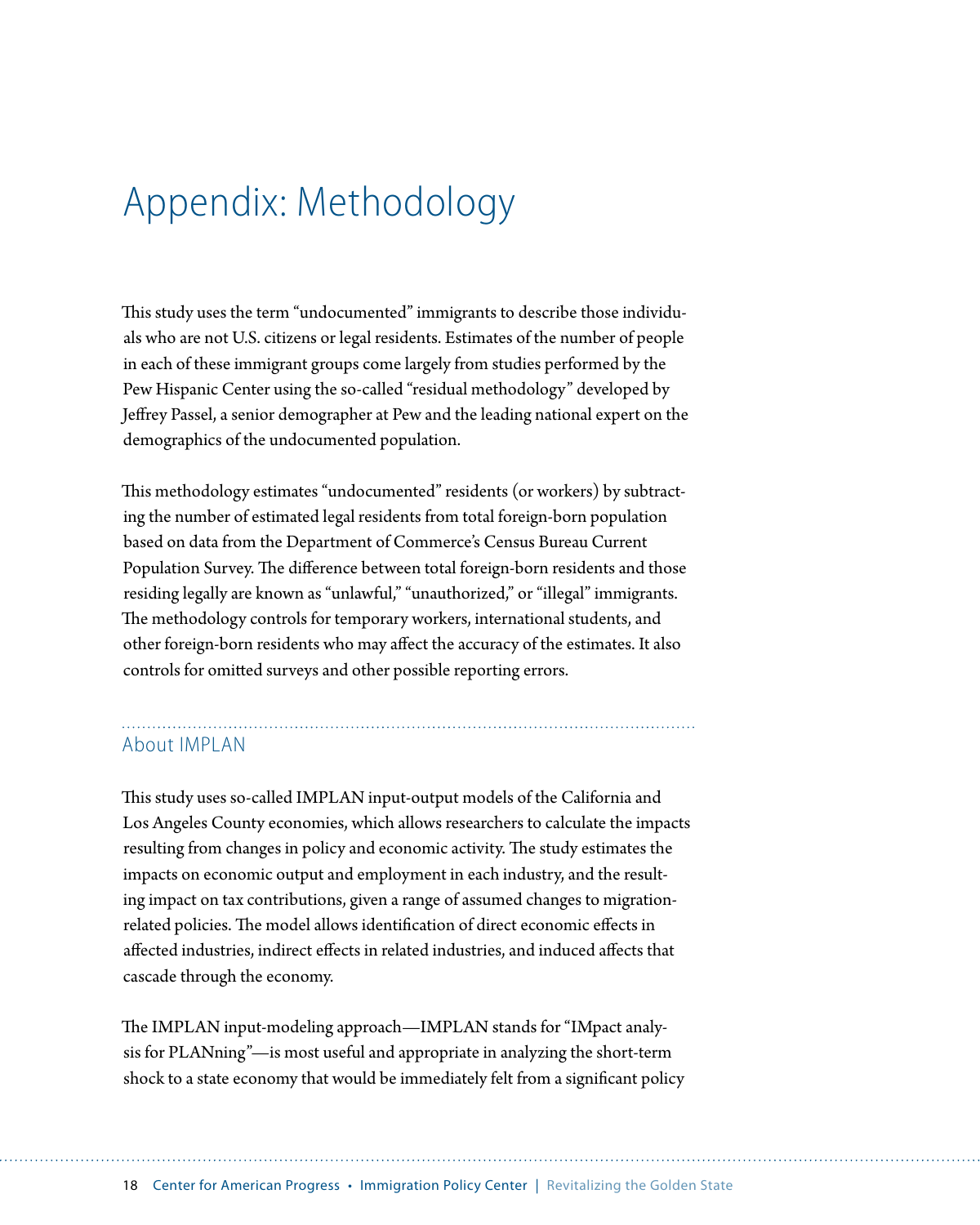# Appendix: Methodology

This study uses the term "undocumented" immigrants to describe those individuals who are not U.S. citizens or legal residents. Estimates of the number of people in each of these immigrant groups come largely from studies performed by the Pew Hispanic Center using the so-called "residual methodology" developed by Jeffrey Passel, a senior demographer at Pew and the leading national expert on the demographics of the undocumented population.

This methodology estimates "undocumented" residents (or workers) by subtracting the number of estimated legal residents from total foreign-born population based on data from the Department of Commerce's Census Bureau Current Population Survey. The difference between total foreign-born residents and those residing legally are known as "unlawful," "unauthorized," or "illegal" immigrants. The methodology controls for temporary workers, international students, and other foreign-born residents who may affect the accuracy of the estimates. It also controls for omitted surveys and other possible reporting errors.

## About IMPLAN

This study uses so-called IMPLAN input-output models of the California and Los Angeles County economies, which allows researchers to calculate the impacts resulting from changes in policy and economic activity. The study estimates the impacts on economic output and employment in each industry, and the resulting impact on tax contributions, given a range of assumed changes to migration-related policies. The model allows identification of direct economic effects in affected industries, indirect effects in related industries, and induced affects that cascade through the economy.

The IMPLAN input-modeling approach—IMPLAN stands for "IMpact analysis for PLANning"—is most useful and appropriate in analyzing the short-term shock to a state economy that would be immediately felt from a significant policy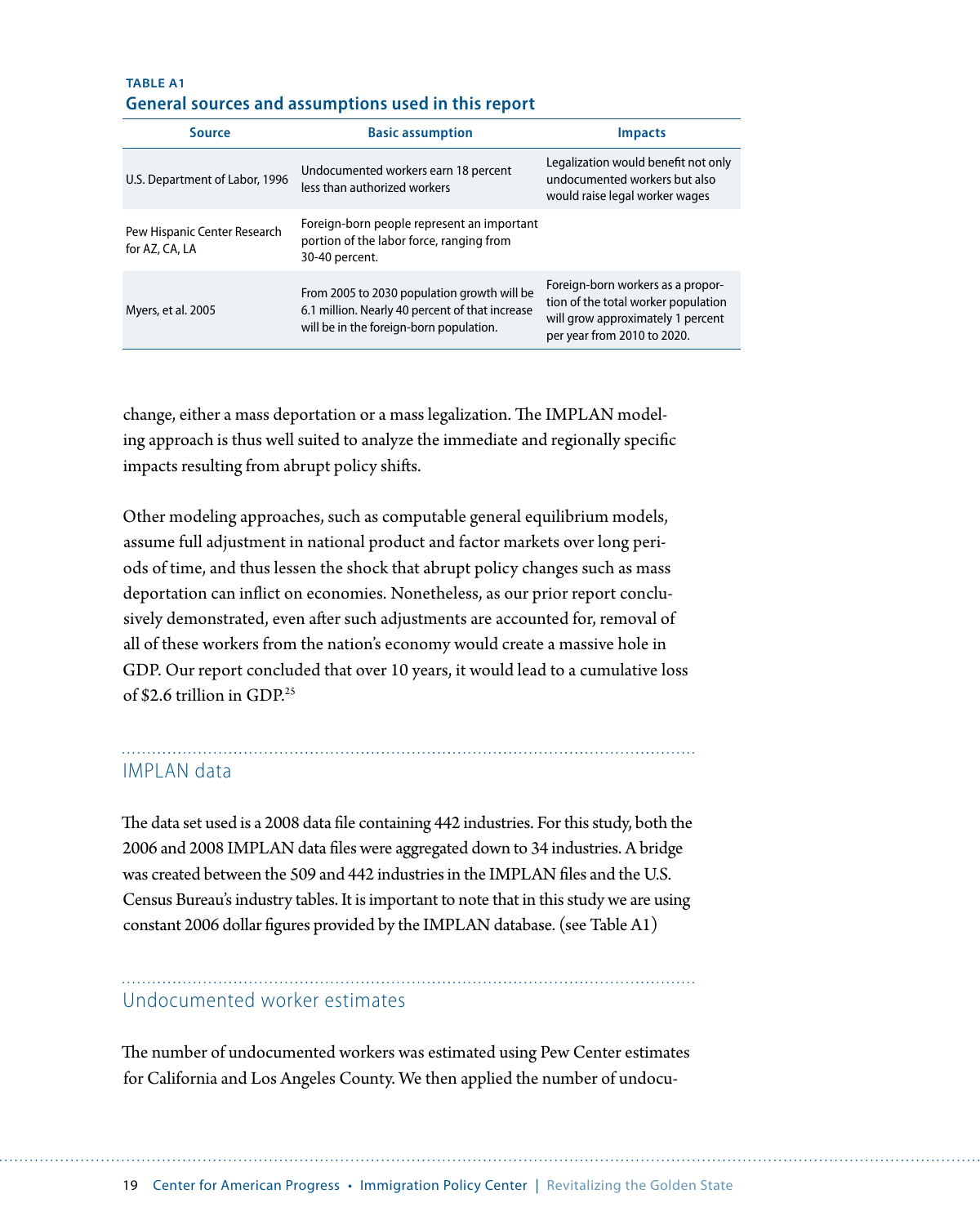**TABLE A1**
**General sources and assumptions used in this report**

| Source | Basic assumption | Impacts |
| --- | --- | --- |
| U.S. Department of Labor, 1996 | Undocumented workers earn 18 percent less than authorized workers | Legalization would benefit not only undocumented workers but also would raise legal worker wages |
| Pew Hispanic Center Research for AZ, CA, LA | Foreign-born people represent an important portion of the labor force, ranging from 30-40 percent. | |
| Myers, et al. 2005 | From 2005 to 2030 population growth will be 6.1 million. Nearly 40 percent of that increase will be in the foreign-born population. | Foreign-born workers as a proportion of the total worker population will grow approximately 1 percent per year from 2010 to 2020. |

change, either a mass deportation or a mass legalization. The IMPLAN modeling approach is thus well suited to analyze the immediate and regionally specific impacts resulting from abrupt policy shifts.

Other modeling approaches, such as computable general equilibrium models, assume full adjustment in national product and factor markets over long periods of time, and thus lessen the shock that abrupt policy changes such as mass deportation can inflict on economies. Nonetheless, as our prior report conclusively demonstrated, even after such adjustments are accounted for, removal of all of these workers from the nation's economy would create a massive hole in GDP. Our report concluded that over 10 years, it would lead to a cumulative loss of $2.6 trillion in GDP.[25]

## IMPLAN data

The data set used is a 2008 data file containing 442 industries. For this study, both the 2006 and 2008 IMPLAN data files were aggregated down to 34 industries. A bridge was created between the 509 and 442 industries in the IMPLAN files and the U.S. Census Bureau's industry tables. It is important to note that in this study we are using constant 2006 dollar figures provided by the IMPLAN database. (see Table A1)

## Undocumented worker estimates

The number of undocumented workers was estimated using Pew Center estimates for California and Los Angeles County. We then applied the number of undocu-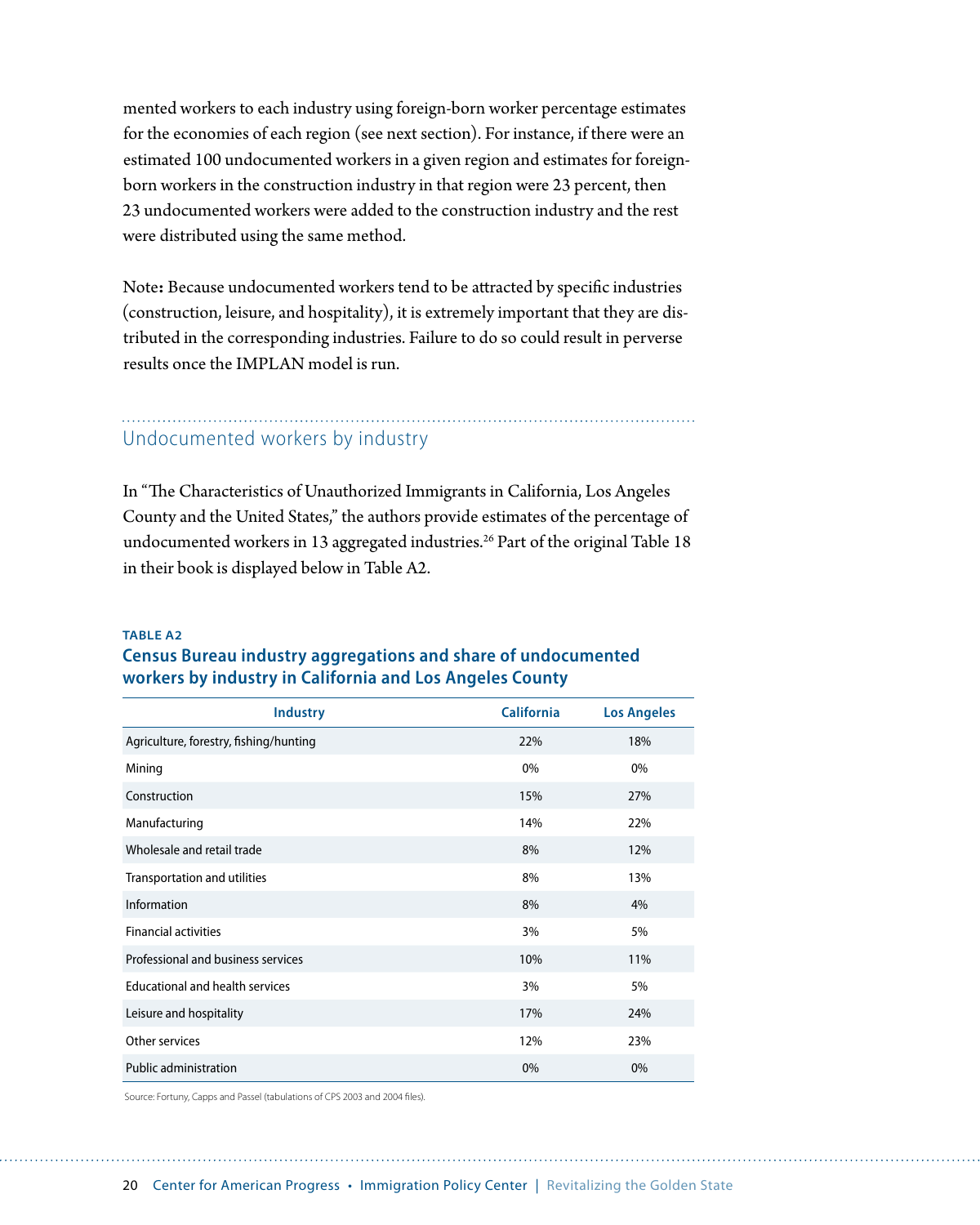mented workers to each industry using foreign-born worker percentage estimates for the economies of each region (see next section). For instance, if there were an estimated 100 undocumented workers in a given region and estimates for foreign-born workers in the construction industry in that region were 23 percent, then 23 undocumented workers were added to the construction industry and the rest were distributed using the same method.

Note**:** Because undocumented workers tend to be attracted by specific industries (construction, leisure, and hospitality), it is extremely important that they are distributed in the corresponding industries. Failure to do so could result in perverse results once the IMPLAN model is run.

## Undocumented workers by industry

In "The Characteristics of Unauthorized Immigrants in California, Los Angeles County and the United States," the authors provide estimates of the percentage of undocumented workers in 13 aggregated industries.[26] Part of the original Table 18 in their book is displayed below in Table A2.

**TABLE A2**

**Census Bureau industry aggregations and share of undocumented workers by industry in California and Los Angeles County**

| Industry | California | Los Angeles |
|---|---|---|
| Agriculture, forestry, fishing/hunting | 22% | 18% |
| Mining | 0% | 0% |
| Construction | 15% | 27% |
| Manufacturing | 14% | 22% |
| Wholesale and retail trade | 8% | 12% |
| Transportation and utilities | 8% | 13% |
| Information | 8% | 4% |
| Financial activities | 3% | 5% |
| Professional and business services | 10% | 11% |
| Educational and health services | 3% | 5% |
| Leisure and hospitality | 17% | 24% |
| Other services | 12% | 23% |
| Public administration | 0% | 0% |

Source: Fortuny, Capps and Passel (tabulations of CPS 2003 and 2004 files).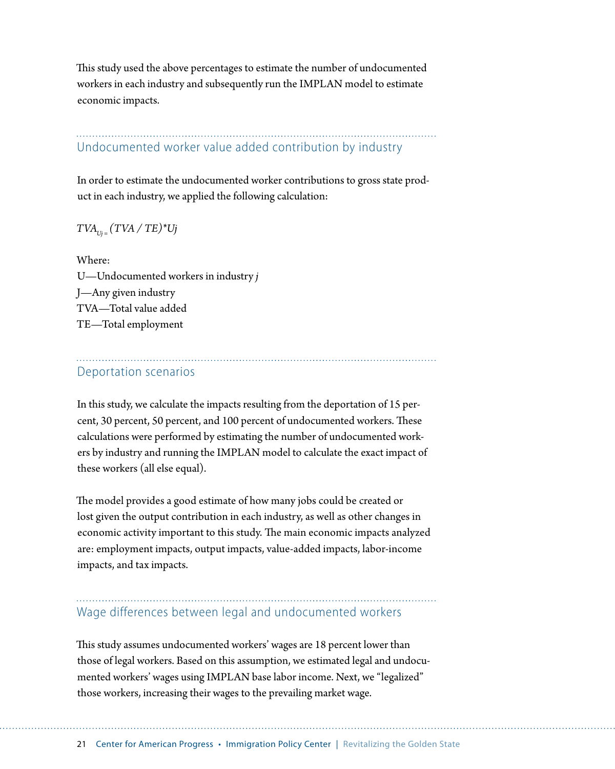This study used the above percentages to estimate the number of undocumented workers in each industry and subsequently run the IMPLAN model to estimate economic impacts.

## Undocumented worker value added contribution by industry

In order to estimate the undocumented worker contributions to gross state product in each industry, we applied the following calculation:

$$TVA_{Uj} = (TVA / TE)*Uj$$

Where:
U—Undocumented workers in industry *j*
J—Any given industry
TVA—Total value added
TE—Total employment

## Deportation scenarios

In this study, we calculate the impacts resulting from the deportation of 15 percent, 30 percent, 50 percent, and 100 percent of undocumented workers. These calculations were performed by estimating the number of undocumented workers by industry and running the IMPLAN model to calculate the exact impact of these workers (all else equal).

The model provides a good estimate of how many jobs could be created or lost given the output contribution in each industry, as well as other changes in economic activity important to this study. The main economic impacts analyzed are: employment impacts, output impacts, value-added impacts, labor-income impacts, and tax impacts.

## Wage differences between legal and undocumented workers

This study assumes undocumented workers' wages are 18 percent lower than those of legal workers. Based on this assumption, we estimated legal and undocumented workers' wages using IMPLAN base labor income. Next, we "legalized" those workers, increasing their wages to the prevailing market wage.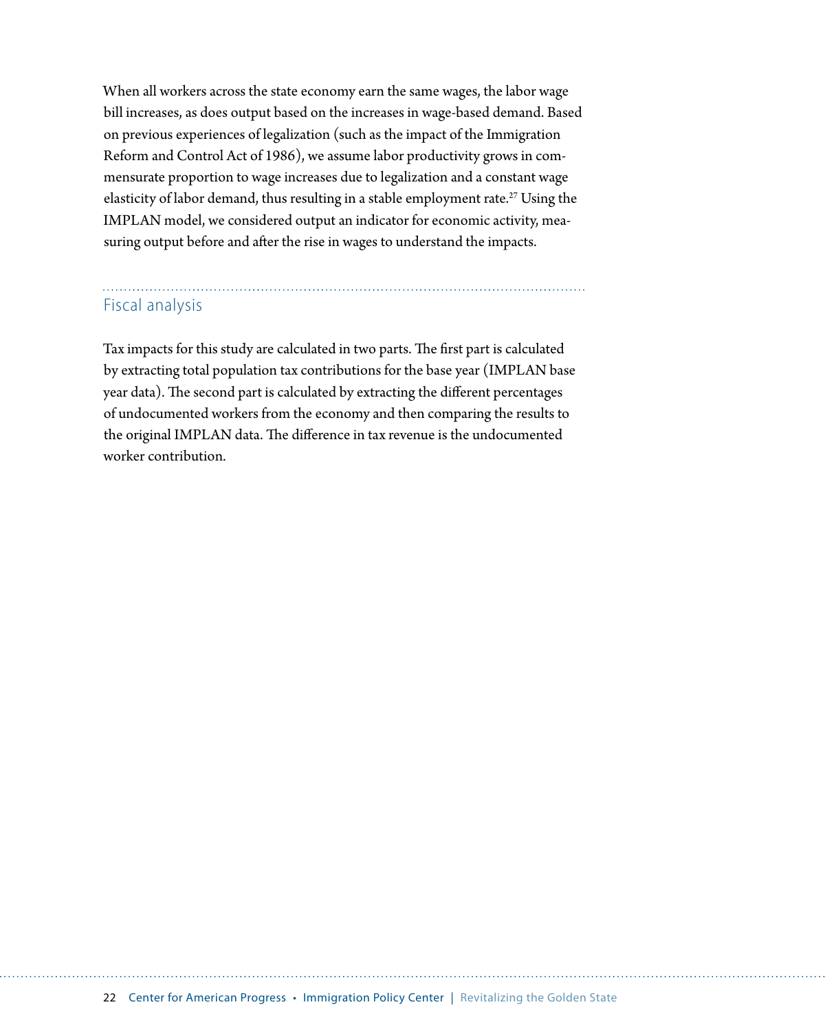When all workers across the state economy earn the same wages, the labor wage bill increases, as does output based on the increases in wage-based demand. Based on previous experiences of legalization (such as the impact of the Immigration Reform and Control Act of 1986), we assume labor productivity grows in commensurate proportion to wage increases due to legalization and a constant wage elasticity of labor demand, thus resulting in a stable employment rate.[27] Using the IMPLAN model, we considered output an indicator for economic activity, measuring output before and after the rise in wages to understand the impacts.

## Fiscal analysis

Tax impacts for this study are calculated in two parts. The first part is calculated by extracting total population tax contributions for the base year (IMPLAN base year data). The second part is calculated by extracting the different percentages of undocumented workers from the economy and then comparing the results to the original IMPLAN data. The difference in tax revenue is the undocumented worker contribution.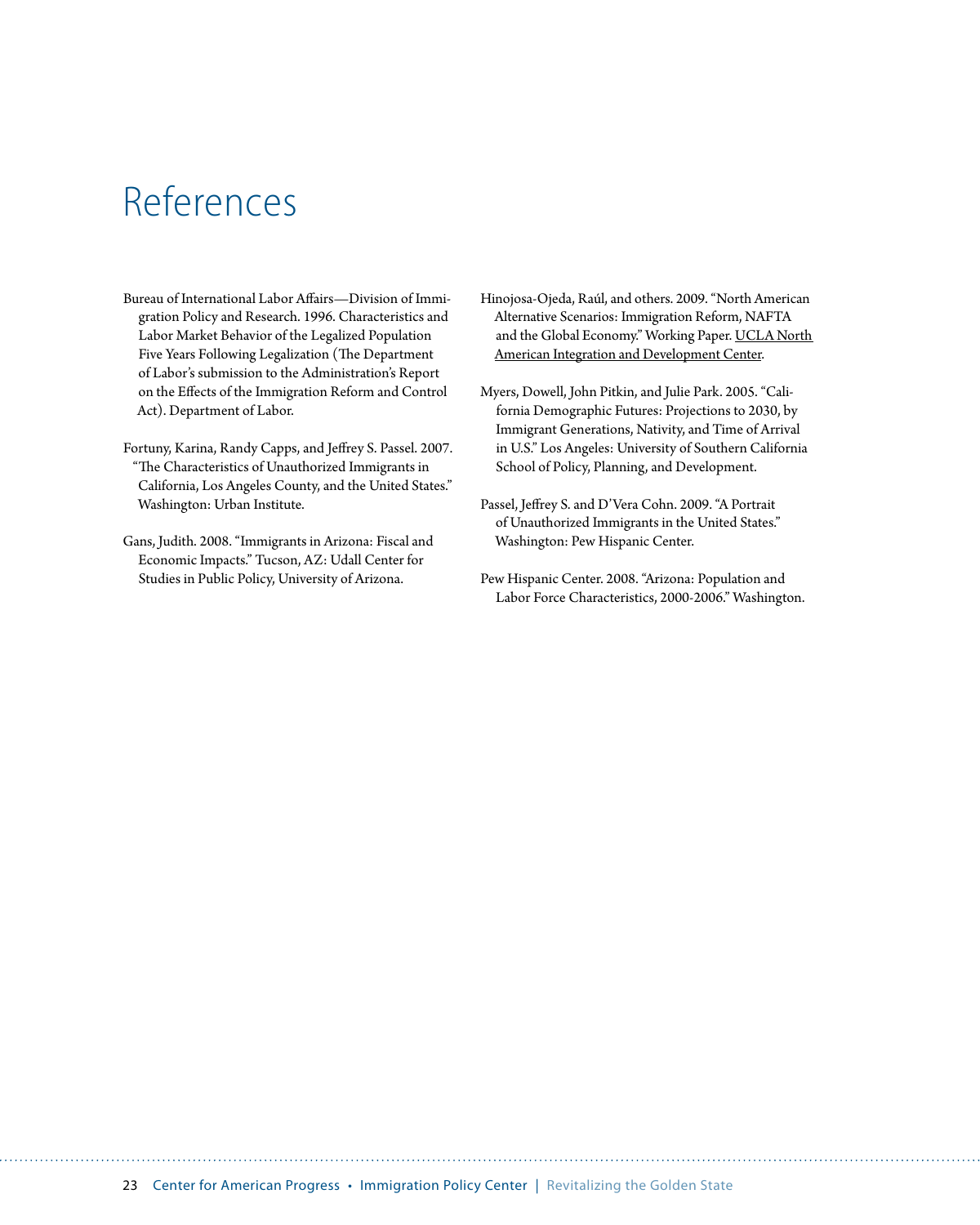# References

Bureau of International Labor Affairs—Division of Immigration Policy and Research. 1996. Characteristics and Labor Market Behavior of the Legalized Population Five Years Following Legalization (The Department of Labor's submission to the Administration's Report on the Effects of the Immigration Reform and Control Act). Department of Labor.

Fortuny, Karina, Randy Capps, and Jeffrey S. Passel. 2007. "The Characteristics of Unauthorized Immigrants in California, Los Angeles County, and the United States." Washington: Urban Institute.

Gans, Judith. 2008. "Immigrants in Arizona: Fiscal and Economic Impacts." Tucson, AZ: Udall Center for Studies in Public Policy, University of Arizona.

Hinojosa-Ojeda, Raúl, and others. 2009. "North American Alternative Scenarios: Immigration Reform, NAFTA and the Global Economy." Working Paper. UCLA North American Integration and Development Center.

Myers, Dowell, John Pitkin, and Julie Park. 2005. "California Demographic Futures: Projections to 2030, by Immigrant Generations, Nativity, and Time of Arrival in U.S." Los Angeles: University of Southern California School of Policy, Planning, and Development.

Passel, Jeffrey S. and D'Vera Cohn. 2009. "A Portrait of Unauthorized Immigrants in the United States." Washington: Pew Hispanic Center.

Pew Hispanic Center. 2008. "Arizona: Population and Labor Force Characteristics, 2000-2006." Washington.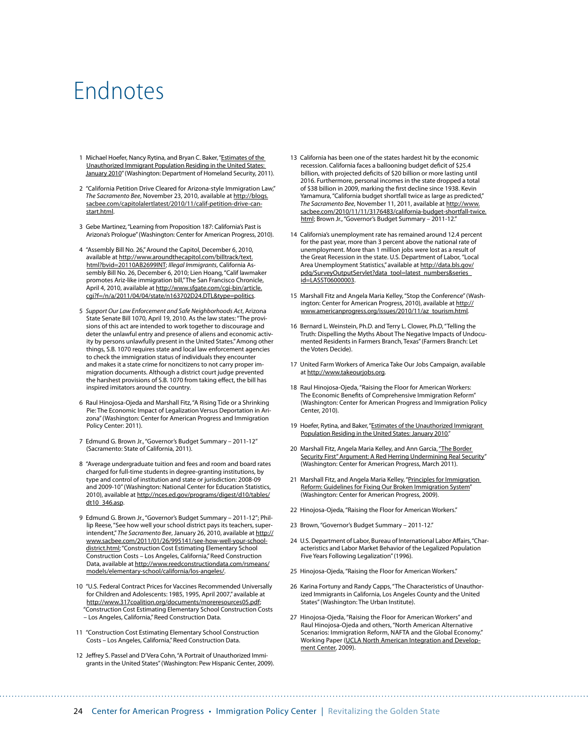# Endnotes

1. Michael Hoefer, Nancy Rytina, and Bryan C. Baker, "Estimates of the Unauthorized Immigrant Population Residing in the United States: January 2010" (Washington: Department of Homeland Security, 2011).

2. "California Petition Drive Cleared for Arizona-style Immigration Law," *The Sacramento Bee*, November 23, 2010, available at http://blogs.sacbee.com/capitolalertlatest/2010/11/calif-petition-drive-can-start.html.

3. Gebe Martinez, "Learning from Proposition 187: California's Past is Arizona's Prologue" (Washington: Center for American Progress, 2010).

4. "Assembly Bill No. 26," Around the Capitol, December 6, 2010, available at http://www.aroundthecapitol.com/billtrack/text.html?bvid=20110AB2699INT; *Illegal Immigrants*, California Assembly Bill No. 26, December 6, 2010; Lien Hoang, "Calif lawmaker promotes Ariz-like immigration bill," The San Francisco Chronicle, April 4, 2010, available at http://www.sfgate.com/cgi-bin/article.cgi?f=/n/a/2011/04/04/state/n163702D24.DTL&type=politics.

5. *Support Our Law Enforcement and Safe Neighborhoods Act*, Arizona State Senate Bill 1070, April 19, 2010. As the law states: "The provisions of this act are intended to work together to discourage and deter the unlawful entry and presence of aliens and economic activity by persons unlawfully present in the United States." Among other things, S.B. 1070 requires state and local law enforcement agencies to check the immigration status of individuals they encounter and makes it a state crime for noncitizens to not carry proper immigration documents. Although a district court judge prevented the harshest provisions of S.B. 1070 from taking effect, the bill has inspired imitators around the country.

6. Raul Hinojosa-Ojeda and Marshall Fitz, "A Rising Tide or a Shrinking Pie: The Economic Impact of Legalization Versus Deportation in Arizona" (Washington: Center for American Progress and Immigration Policy Center: 2011).

7. Edmund G. Brown Jr., "Governor's Budget Summary – 2011-12" (Sacramento: State of California, 2011).

8. "Average undergraduate tuition and fees and room and board rates charged for full-time students in degree-granting institutions, by type and control of institution and state or jurisdiction: 2008-09 and 2009-10" (Washington: National Center for Education Statistics, 2010), available at http://nces.ed.gov/programs/digest/d10/tables/dt10_346.asp.

9. Edmund G. Brown Jr., "Governor's Budget Summary – 2011-12"; Phillip Reese, "See how well your school district pays its teachers, superintendent," *The Sacramento Bee*, January 26, 2010, available at http://www.sacbee.com/2011/01/26/995141/see-how-well-your-school-district.html; "Construction Cost Estimating Elementary School Construction Costs – Los Angeles, California," Reed Construction Data, available at http://www.reedconstructiondata.com/rsmeans/models/elementary-school/california/los-angeles/.

10. "U.S. Federal Contract Prices for Vaccines Recommended Universally for Children and Adolescents: 1985, 1995, April 2007," available at http://www.317coalition.org/documents/moreresources05.pdf; "Construction Cost Estimating Elementary School Construction Costs – Los Angeles, California," Reed Construction Data.

11. "Construction Cost Estimating Elementary School Construction Costs – Los Angeles, California," Reed Construction Data.

12. Jeffrey S. Passel and D'Vera Cohn, "A Portrait of Unauthorized Immigrants in the United States" (Washington: Pew Hispanic Center, 2009).

13. California has been one of the states hardest hit by the economic recession. California faces a ballooning budget deficit of $25.4 billion, with projected deficits of $20 billion or more lasting until 2016. Furthermore, personal incomes in the state dropped a total of $38 billion in 2009, marking the first decline since 1938. Kevin Yamamura, "California budget shortfall twice as large as predicted," *The Sacramento Bee*, November 11, 2011, available at http://www.sacbee.com/2010/11/11/3176483/california-budget-shortfall-twice.html; Brown Jr., "Governor's Budget Summary – 2011-12."

14. California's unemployment rate has remained around 12.4 percent for the past year, more than 3 percent above the national rate of unemployment. More than 1 million jobs were lost as a result of the Great Recession in the state. U.S. Department of Labor, "Local Area Unemployment Statistics," available at http://data.bls.gov/pdq/SurveyOutputServlet?data_tool=latest_numbers&series_id=LASST06000003.

15. Marshall Fitz and Angela Maria Kelley, "Stop the Conference" (Washington: Center for American Progress, 2010), available at http://www.americanprogress.org/issues/2010/11/az_tourism.html.

16. Bernard L. Weinstein, Ph.D. and Terry L. Clower, Ph.D, "Telling the Truth: Dispelling the Myths About The Negative Impacts of Undocumented Residents in Farmers Branch, Texas" (Farmers Branch: Let the Voters Decide).

17. United Farm Workers of America Take Our Jobs Campaign, available at http://www.takeourjobs.org.

18. Raul Hinojosa-Ojeda, "Raising the Floor for American Workers: The Economic Benefits of Comprehensive Immigration Reform" (Washington: Center for American Progress and Immigration Policy Center, 2010).

19. Hoefer, Rytina, and Baker, "Estimates of the Unauthorized Immigrant Population Residing in the United States: January 2010."

20. Marshall Fitz, Angela Maria Kelley, and Ann Garcia, "The Border Security First" Argument: A Red Herring Undermining Real Security" (Washington: Center for American Progress, March 2011).

21. Marshall Fitz, and Angela Maria Kelley, "Principles for Immigration Reform: Guidelines for Fixing Our Broken Immigration System" (Washington: Center for American Progress, 2009).

22. Hinojosa-Ojeda, "Raising the Floor for American Workers."

23. Brown, "Governor's Budget Summary – 2011-12."

24. U.S. Department of Labor, Bureau of International Labor Affairs, "Characteristics and Labor Market Behavior of the Legalized Population Five Years Following Legalization" (1996).

25. Hinojosa-Ojeda, "Raising the Floor for American Workers."

26. Karina Fortuny and Randy Capps, "The Characteristics of Unauthorized Immigrants in California, Los Angeles County and the United States" (Washington: The Urban Institute).

27. Hinojosa-Ojeda, "Raising the Floor for American Workers" and Raul Hinojosa-Ojeda and others, "North American Alternative Scenarios: Immigration Reform, NAFTA and the Global Economy." Working Paper (UCLA North American Integration and Development Center, 2009).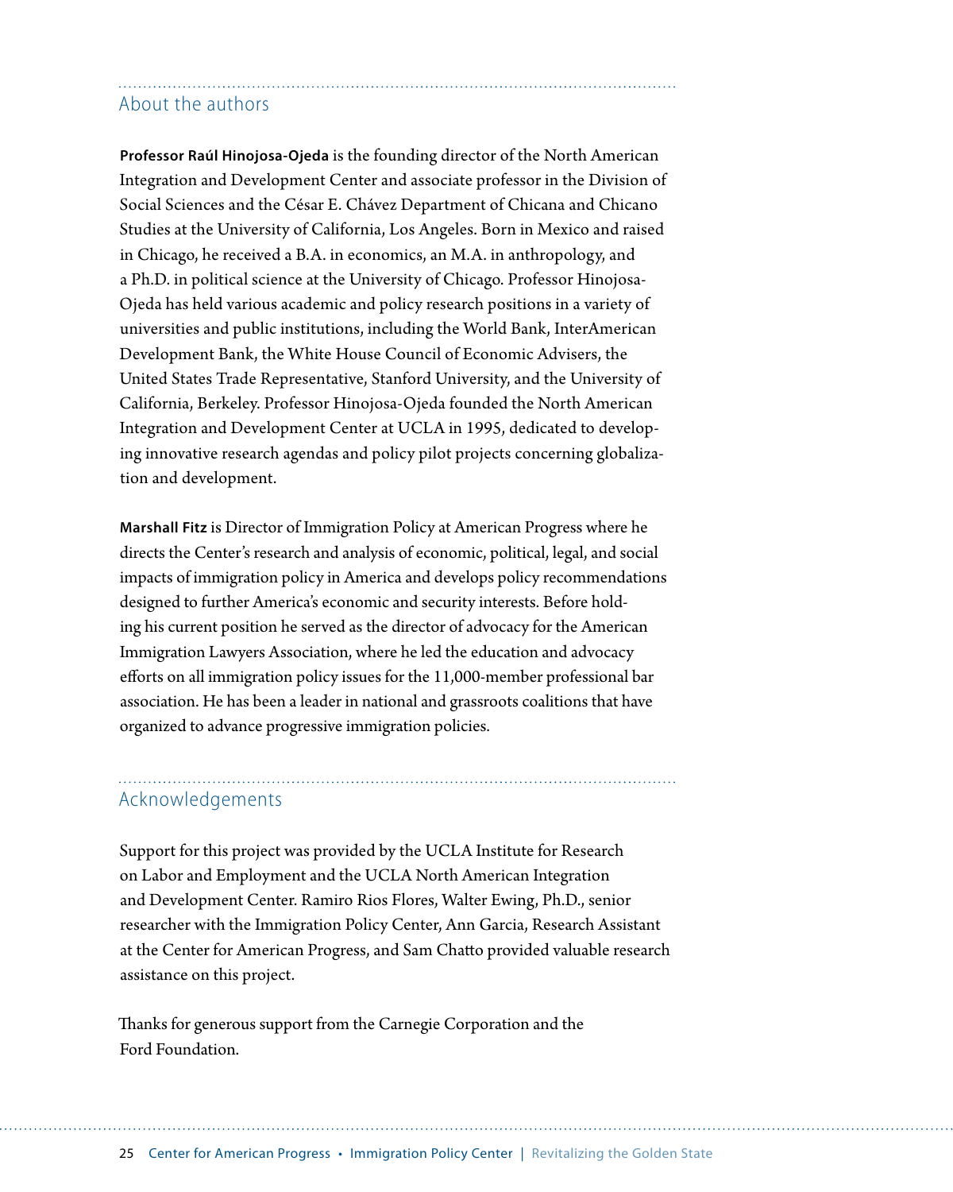## About the authors

**Professor Raúl Hinojosa-Ojeda** is the founding director of the North American Integration and Development Center and associate professor in the Division of Social Sciences and the César E. Chávez Department of Chicana and Chicano Studies at the University of California, Los Angeles. Born in Mexico and raised in Chicago, he received a B.A. in economics, an M.A. in anthropology, and a Ph.D. in political science at the University of Chicago. Professor Hinojosa-Ojeda has held various academic and policy research positions in a variety of universities and public institutions, including the World Bank, InterAmerican Development Bank, the White House Council of Economic Advisers, the United States Trade Representative, Stanford University, and the University of California, Berkeley. Professor Hinojosa-Ojeda founded the North American Integration and Development Center at UCLA in 1995, dedicated to developing innovative research agendas and policy pilot projects concerning globalization and development.

**Marshall Fitz** is Director of Immigration Policy at American Progress where he directs the Center's research and analysis of economic, political, legal, and social impacts of immigration policy in America and develops policy recommendations designed to further America's economic and security interests. Before holding his current position he served as the director of advocacy for the American Immigration Lawyers Association, where he led the education and advocacy efforts on all immigration policy issues for the 11,000-member professional bar association. He has been a leader in national and grassroots coalitions that have organized to advance progressive immigration policies.

## Acknowledgements

Support for this project was provided by the UCLA Institute for Research on Labor and Employment and the UCLA North American Integration and Development Center. Ramiro Rios Flores, Walter Ewing, Ph.D., senior researcher with the Immigration Policy Center, Ann Garcia, Research Assistant at the Center for American Progress, and Sam Chatto provided valuable research assistance on this project.

Thanks for generous support from the Carnegie Corporation and the Ford Foundation.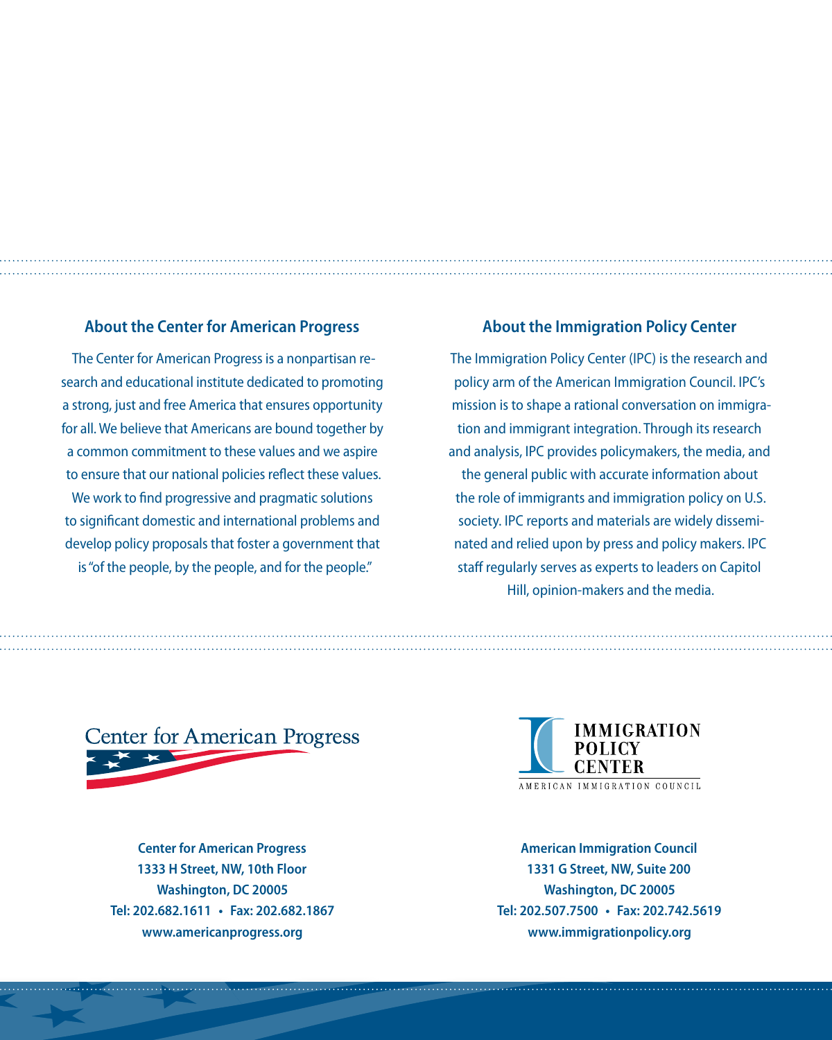## About the Center for American Progress

The Center for American Progress is a nonpartisan research and educational institute dedicated to promoting a strong, just and free America that ensures opportunity for all. We believe that Americans are bound together by a common commitment to these values and we aspire to ensure that our national policies reflect these values. We work to find progressive and pragmatic solutions to significant domestic and international problems and develop policy proposals that foster a government that is "of the people, by the people, and for the people."

## About the Immigration Policy Center

The Immigration Policy Center (IPC) is the research and policy arm of the American Immigration Council. IPC's mission is to shape a rational conversation on immigration and immigrant integration. Through its research and analysis, IPC provides policymakers, the media, and the general public with accurate information about the role of immigrants and immigration policy on U.S. society. IPC reports and materials are widely disseminated and relied upon by press and policy makers. IPC staff regularly serves as experts to leaders on Capitol Hill, opinion-makers and the media.

Center for American Progress

IMMIGRATION POLICY CENTER
AMERICAN IMMIGRATION COUNCIL

**Center for American Progress**
**1333 H Street, NW, 10th Floor**
**Washington, DC 20005**
**Tel: 202.682.1611 • Fax: 202.682.1867**
**www.americanprogress.org**

**American Immigration Council**
**1331 G Street, NW, Suite 200**
**Washington, DC 20005**
**Tel: 202.507.7500 • Fax: 202.742.5619**
**www.immigrationpolicy.org**